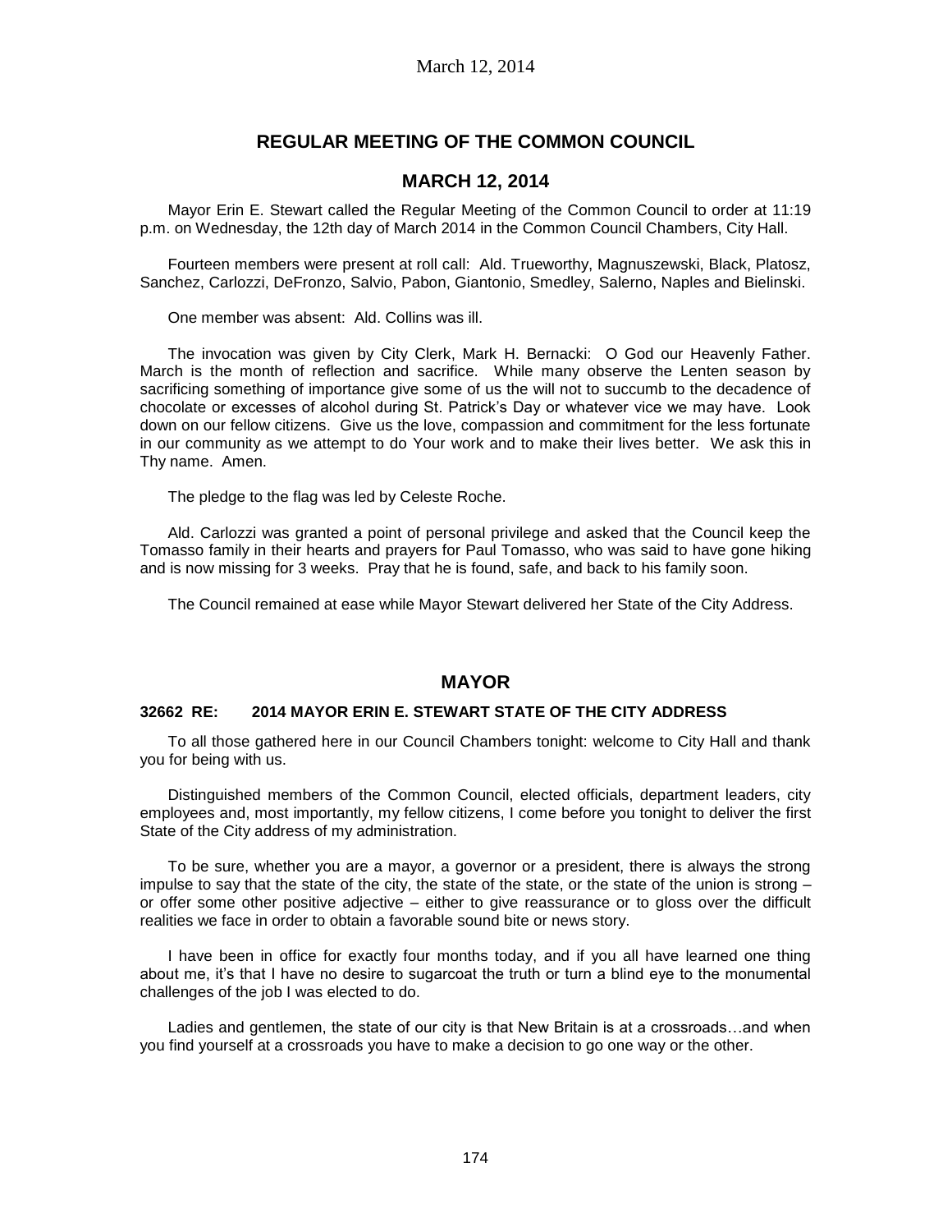# REGULAR MEETING OF THE COMMON COUNCIL

## MARCH 12, 2014

Mayor Erin E. Stewart called the Regular Meeting of the Common Council to order at 11:19 p.m. on Wednesday, the 12th day of March 2014 in the Common Council Chambers, City Hall.

Fourteen members were present at roll call: Ald. Trueworthy, Magnuszewski, Black, Platosz, Sanchez, Carlozzi, DeFronzo, Salvio, Pabon, Giantonio, Smedley, Salerno, Naples and Bielinski.

One member was absent: Ald. Collins was ill.

The invocation was given by City Clerk, Mark H. Bernacki: O God our Heavenly Father. March is the month of reflection and sacrifice. While many observe the Lenten season by sacrificing something of importance give some of us the will not to succumb to the decadence of chocolate or excesses of alcohol during St. Patrick's Day or whatever vice we may have. Look down on our fellow citizens. Give us the love, compassion and commitment for the less fortunate in our community as we attempt to do Your work and to make their lives better. We ask this in Thy name. Amen.

The pledge to the flag was led by Celeste Roche.

Ald. Carlozzi was granted a point of personal privilege and asked that the Council keep the Tomasso family in their hearts and prayers for Paul Tomasso, who was said to have gone hiking and is now missing for 3 weeks. Pray that he is found, safe, and back to his family soon.

The Council remained at ease while Mayor Stewart delivered her State of the City Address.

## MAYOR

### 32662 RE: 2014 MAYOR ERIN E. STEWART STATE OF THE CITY ADDRESS

To all those gathered here in our Council Chambers tonight: welcome to City Hall and thank you for being with us.

Distinguished members of the Common Council, elected officials, department leaders, city employees and, most importantly, my fellow citizens, I come before you tonight to deliver the first State of the City address of my administration.

To be sure, whether you are a mayor, a governor or a president, there is always the strong impulse to say that the state of the city, the state of the state, or the state of the union is strong – or offer some other positive adjective – either to give reassurance or to gloss over the difficult realities we face in order to obtain a favorable sound bite or news story.

I have been in office for exactly four months today, and if you all have learned one thing about me, it's that I have no desire to sugarcoat the truth or turn a blind eye to the monumental challenges of the job I was elected to do.

Ladies and gentlemen, the state of our city is that New Britain is at a crossroads…and when you find yourself at a crossroads you have to make a decision to go one way or the other.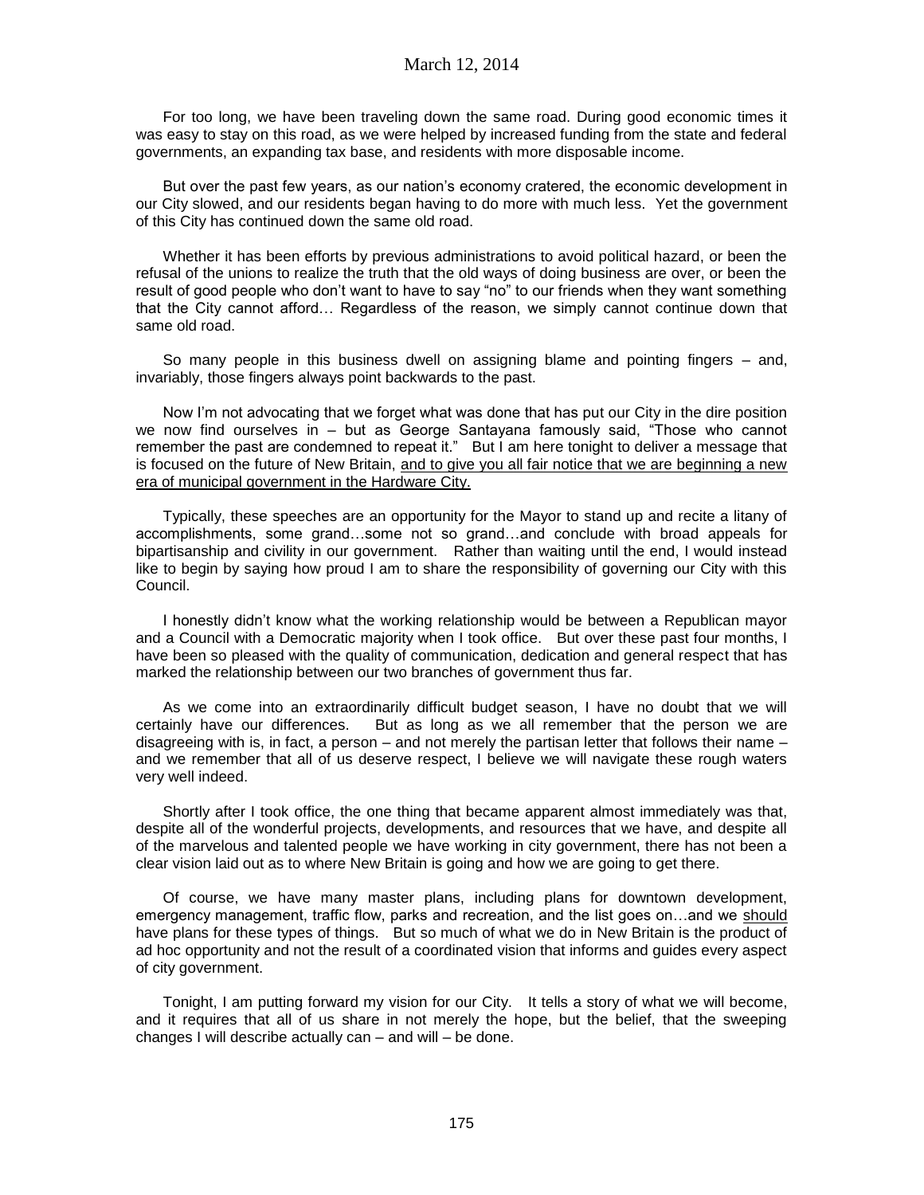For too long, we have been traveling down the same road. During good economic times it was easy to stay on this road, as we were helped by increased funding from the state and federal governments, an expanding tax base, and residents with more disposable income.

But over the past few years, as our nation's economy cratered, the economic development in our City slowed, and our residents began having to do more with much less. Yet the government of this City has continued down the same old road.

Whether it has been efforts by previous administrations to avoid political hazard, or been the refusal of the unions to realize the truth that the old ways of doing business are over, or been the result of good people who don't want to have to say "no" to our friends when they want something that the City cannot afford… Regardless of the reason, we simply cannot continue down that same old road.

So many people in this business dwell on assigning blame and pointing fingers – and, invariably, those fingers always point backwards to the past.

Now I'm not advocating that we forget what was done that has put our City in the dire position we now find ourselves in – but as George Santayana famously said, "Those who cannot remember the past are condemned to repeat it." But I am here tonight to deliver a message that is focused on the future of New Britain, <u>and to give you all fair notice that we are beginning a new era of municipal government in the Hardware City.</u>

Typically, these speeches are an opportunity for the Mayor to stand up and recite a litany of accomplishments, some grand…some not so grand…and conclude with broad appeals for bipartisanship and civility in our government. Rather than waiting until the end, I would instead like to begin by saying how proud I am to share the responsibility of governing our City with this Council.

I honestly didn't know what the working relationship would be between a Republican mayor and a Council with a Democratic majority when I took office. But over these past four months, I have been so pleased with the quality of communication, dedication and general respect that has marked the relationship between our two branches of government thus far.

As we come into an extraordinarily difficult budget season, I have no doubt that we will certainly have our differences. But as long as we all remember that the person we are disagreeing with is, in fact, a person – and not merely the partisan letter that follows their name – and we remember that all of us deserve respect, I believe we will navigate these rough waters very well indeed.

Shortly after I took office, the one thing that became apparent almost immediately was that, despite all of the wonderful projects, developments, and resources that we have, and despite all of the marvelous and talented people we have working in city government, there has not been a clear vision laid out as to where New Britain is going and how we are going to get there.

Of course, we have many master plans, including plans for downtown development, emergency management, traffic flow, parks and recreation, and the list goes on…and we <u>should</u> have plans for these types of things. But so much of what we do in New Britain is the product of ad hoc opportunity and not the result of a coordinated vision that informs and guides every aspect of city government.

Tonight, I am putting forward my vision for our City. It tells a story of what we will become, and it requires that all of us share in not merely the hope, but the belief, that the sweeping changes I will describe actually can – and will – be done.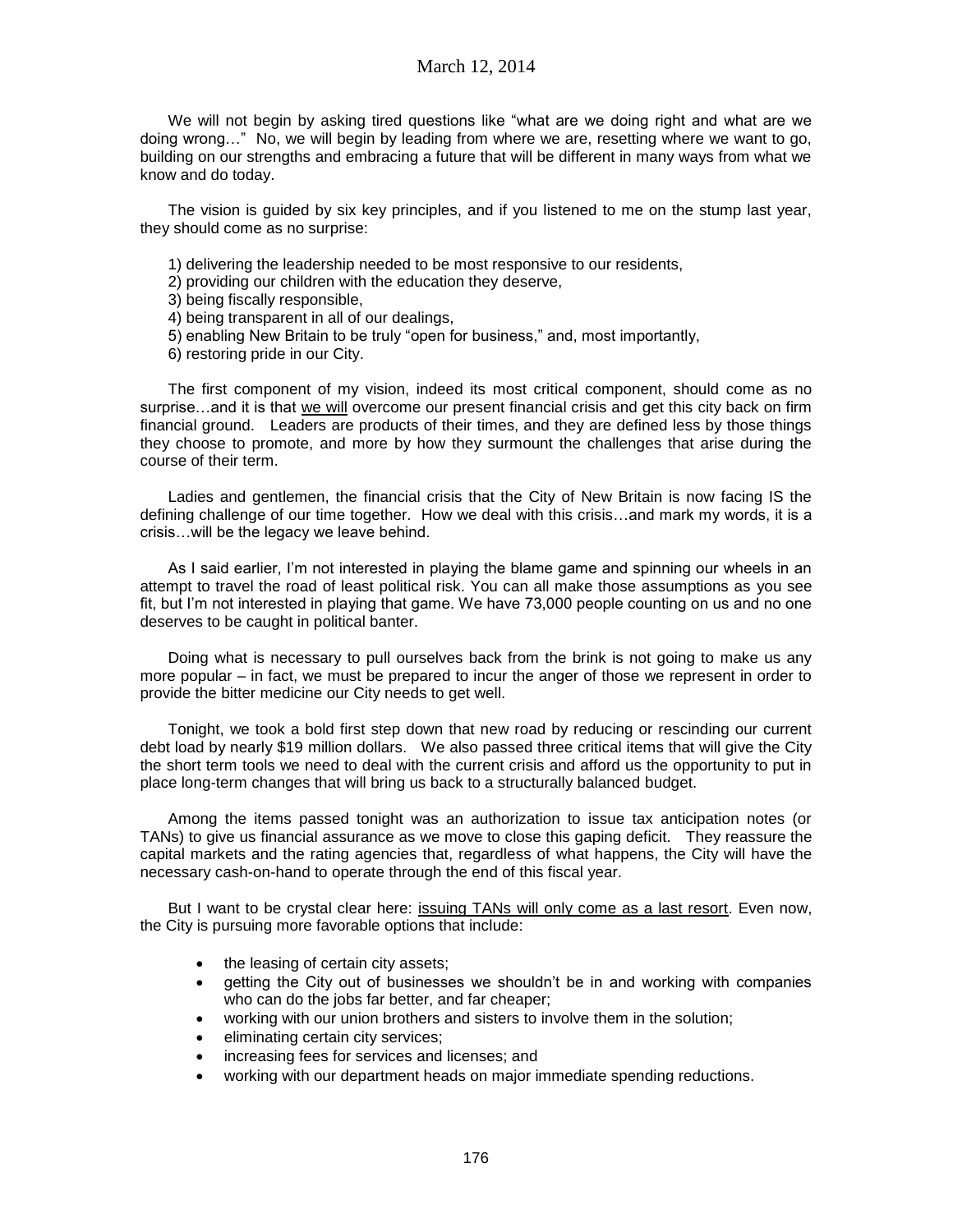We will not begin by asking tired questions like "what are we doing right and what are we doing wrong…" No, we will begin by leading from where we are, resetting where we want to go, building on our strengths and embracing a future that will be different in many ways from what we know and do today.

The vision is guided by six key principles, and if you listened to me on the stump last year, they should come as no surprise:

1) delivering the leadership needed to be most responsive to our residents,
2) providing our children with the education they deserve,
3) being fiscally responsible,
4) being transparent in all of our dealings,
5) enabling New Britain to be truly "open for business," and, most importantly,
6) restoring pride in our City.

The first component of my vision, indeed its most critical component, should come as no surprise…and it is that we will overcome our present financial crisis and get this city back on firm financial ground. Leaders are products of their times, and they are defined less by those things they choose to promote, and more by how they surmount the challenges that arise during the course of their term.

Ladies and gentlemen, the financial crisis that the City of New Britain is now facing IS the defining challenge of our time together. How we deal with this crisis…and mark my words, it is a crisis…will be the legacy we leave behind.

As I said earlier, I'm not interested in playing the blame game and spinning our wheels in an attempt to travel the road of least political risk. You can all make those assumptions as you see fit, but I'm not interested in playing that game. We have 73,000 people counting on us and no one deserves to be caught in political banter.

Doing what is necessary to pull ourselves back from the brink is not going to make us any more popular – in fact, we must be prepared to incur the anger of those we represent in order to provide the bitter medicine our City needs to get well.

Tonight, we took a bold first step down that new road by reducing or rescinding our current debt load by nearly $19 million dollars. We also passed three critical items that will give the City the short term tools we need to deal with the current crisis and afford us the opportunity to put in place long-term changes that will bring us back to a structurally balanced budget.

Among the items passed tonight was an authorization to issue tax anticipation notes (or TANs) to give us financial assurance as we move to close this gaping deficit. They reassure the capital markets and the rating agencies that, regardless of what happens, the City will have the necessary cash-on-hand to operate through the end of this fiscal year.

But I want to be crystal clear here: issuing TANs will only come as a last resort. Even now, the City is pursuing more favorable options that include:

- the leasing of certain city assets;
- getting the City out of businesses we shouldn't be in and working with companies who can do the jobs far better, and far cheaper;
- working with our union brothers and sisters to involve them in the solution;
- eliminating certain city services;
- increasing fees for services and licenses; and
- working with our department heads on major immediate spending reductions.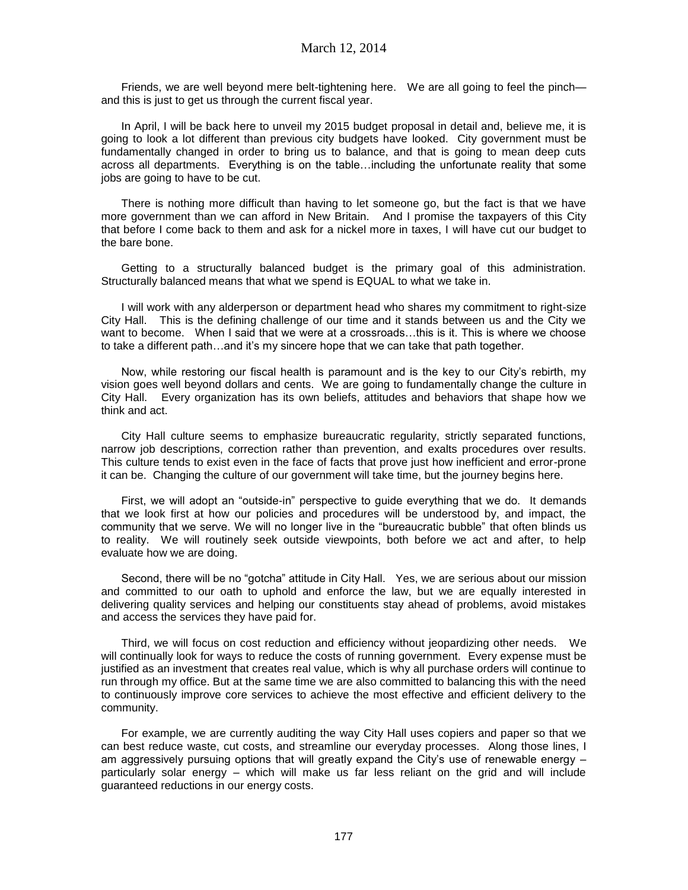Friends, we are well beyond mere belt-tightening here. We are all going to feel the pinch—and this is just to get us through the current fiscal year.

In April, I will be back here to unveil my 2015 budget proposal in detail and, believe me, it is going to look a lot different than previous city budgets have looked. City government must be fundamentally changed in order to bring us to balance, and that is going to mean deep cuts across all departments. Everything is on the table…including the unfortunate reality that some jobs are going to have to be cut.

There is nothing more difficult than having to let someone go, but the fact is that we have more government than we can afford in New Britain. And I promise the taxpayers of this City that before I come back to them and ask for a nickel more in taxes, I will have cut our budget to the bare bone.

Getting to a structurally balanced budget is the primary goal of this administration. Structurally balanced means that what we spend is EQUAL to what we take in.

I will work with any alderperson or department head who shares my commitment to right-size City Hall. This is the defining challenge of our time and it stands between us and the City we want to become. When I said that we were at a crossroads…this is it. This is where we choose to take a different path…and it's my sincere hope that we can take that path together.

Now, while restoring our fiscal health is paramount and is the key to our City's rebirth, my vision goes well beyond dollars and cents. We are going to fundamentally change the culture in City Hall. Every organization has its own beliefs, attitudes and behaviors that shape how we think and act.

City Hall culture seems to emphasize bureaucratic regularity, strictly separated functions, narrow job descriptions, correction rather than prevention, and exalts procedures over results. This culture tends to exist even in the face of facts that prove just how inefficient and error-prone it can be. Changing the culture of our government will take time, but the journey begins here.

First, we will adopt an "outside-in" perspective to guide everything that we do. It demands that we look first at how our policies and procedures will be understood by, and impact, the community that we serve. We will no longer live in the "bureaucratic bubble" that often blinds us to reality. We will routinely seek outside viewpoints, both before we act and after, to help evaluate how we are doing.

Second, there will be no "gotcha" attitude in City Hall. Yes, we are serious about our mission and committed to our oath to uphold and enforce the law, but we are equally interested in delivering quality services and helping our constituents stay ahead of problems, avoid mistakes and access the services they have paid for.

Third, we will focus on cost reduction and efficiency without jeopardizing other needs. We will continually look for ways to reduce the costs of running government. Every expense must be justified as an investment that creates real value, which is why all purchase orders will continue to run through my office. But at the same time we are also committed to balancing this with the need to continuously improve core services to achieve the most effective and efficient delivery to the community.

For example, we are currently auditing the way City Hall uses copiers and paper so that we can best reduce waste, cut costs, and streamline our everyday processes. Along those lines, I am aggressively pursuing options that will greatly expand the City's use of renewable energy – particularly solar energy – which will make us far less reliant on the grid and will include guaranteed reductions in our energy costs.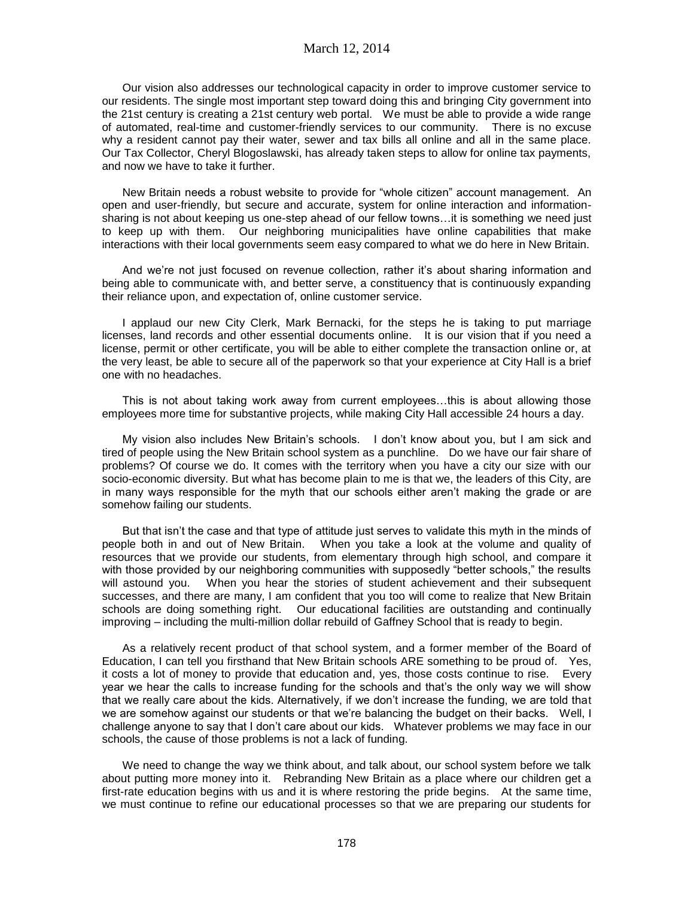Our vision also addresses our technological capacity in order to improve customer service to our residents. The single most important step toward doing this and bringing City government into the 21st century is creating a 21st century web portal. We must be able to provide a wide range of automated, real-time and customer-friendly services to our community. There is no excuse why a resident cannot pay their water, sewer and tax bills all online and all in the same place. Our Tax Collector, Cheryl Blogoslawski, has already taken steps to allow for online tax payments, and now we have to take it further.

New Britain needs a robust website to provide for "whole citizen" account management. An open and user-friendly, but secure and accurate, system for online interaction and information-sharing is not about keeping us one-step ahead of our fellow towns…it is something we need just to keep up with them. Our neighboring municipalities have online capabilities that make interactions with their local governments seem easy compared to what we do here in New Britain.

And we're not just focused on revenue collection, rather it's about sharing information and being able to communicate with, and better serve, a constituency that is continuously expanding their reliance upon, and expectation of, online customer service.

I applaud our new City Clerk, Mark Bernacki, for the steps he is taking to put marriage licenses, land records and other essential documents online. It is our vision that if you need a license, permit or other certificate, you will be able to either complete the transaction online or, at the very least, be able to secure all of the paperwork so that your experience at City Hall is a brief one with no headaches.

This is not about taking work away from current employees…this is about allowing those employees more time for substantive projects, while making City Hall accessible 24 hours a day.

My vision also includes New Britain's schools. I don't know about you, but I am sick and tired of people using the New Britain school system as a punchline. Do we have our fair share of problems? Of course we do. It comes with the territory when you have a city our size with our socio-economic diversity. But what has become plain to me is that we, the leaders of this City, are in many ways responsible for the myth that our schools either aren't making the grade or are somehow failing our students.

But that isn't the case and that type of attitude just serves to validate this myth in the minds of people both in and out of New Britain. When you take a look at the volume and quality of resources that we provide our students, from elementary through high school, and compare it with those provided by our neighboring communities with supposedly "better schools," the results will astound you. When you hear the stories of student achievement and their subsequent successes, and there are many, I am confident that you too will come to realize that New Britain schools are doing something right. Our educational facilities are outstanding and continually improving – including the multi-million dollar rebuild of Gaffney School that is ready to begin.

As a relatively recent product of that school system, and a former member of the Board of Education, I can tell you firsthand that New Britain schools ARE something to be proud of. Yes, it costs a lot of money to provide that education and, yes, those costs continue to rise. Every year we hear the calls to increase funding for the schools and that's the only way we will show that we really care about the kids. Alternatively, if we don't increase the funding, we are told that we are somehow against our students or that we're balancing the budget on their backs. Well, I challenge anyone to say that I don't care about our kids. Whatever problems we may face in our schools, the cause of those problems is not a lack of funding.

We need to change the way we think about, and talk about, our school system before we talk about putting more money into it. Rebranding New Britain as a place where our children get a first-rate education begins with us and it is where restoring the pride begins. At the same time, we must continue to refine our educational processes so that we are preparing our students for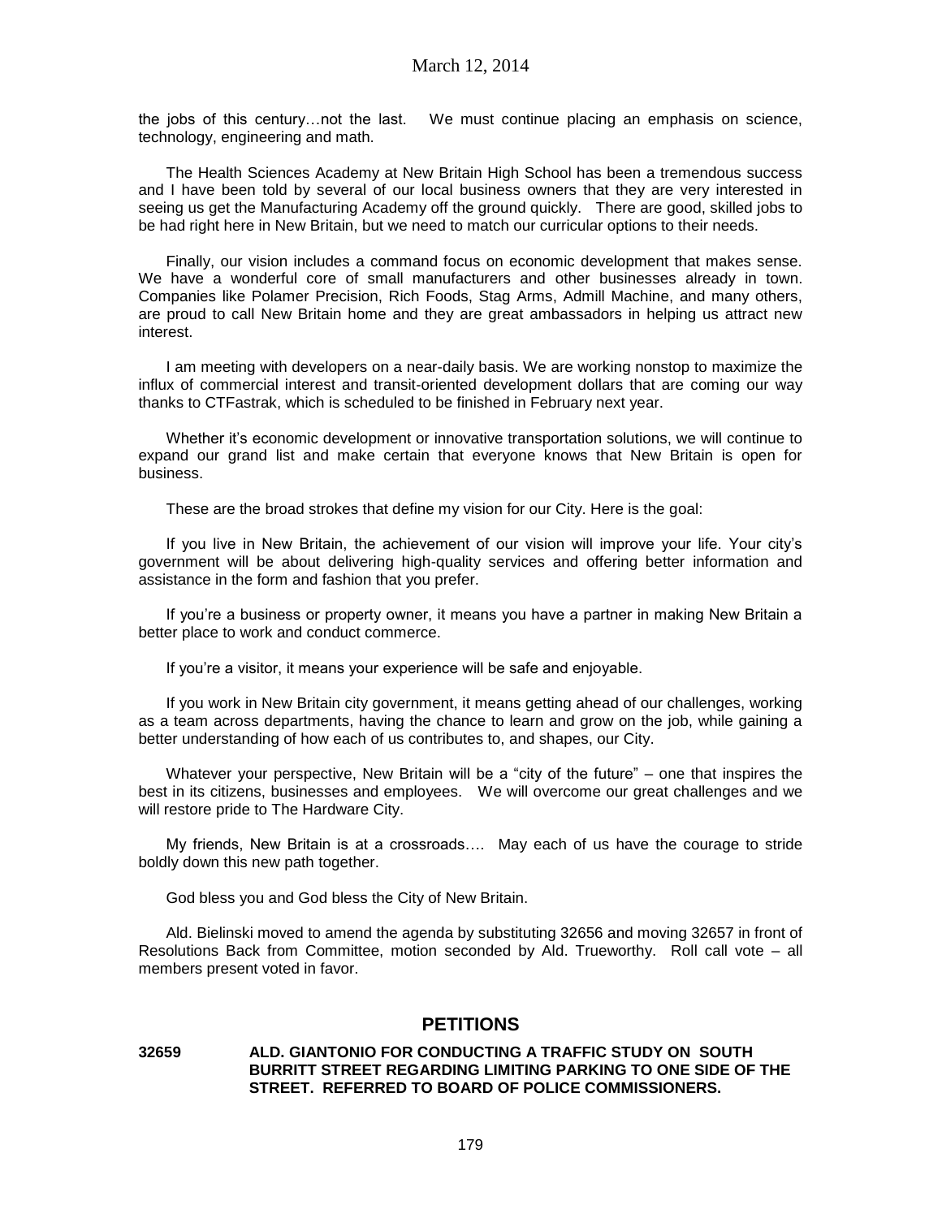the jobs of this century…not the last. We must continue placing an emphasis on science, technology, engineering and math.

The Health Sciences Academy at New Britain High School has been a tremendous success and I have been told by several of our local business owners that they are very interested in seeing us get the Manufacturing Academy off the ground quickly. There are good, skilled jobs to be had right here in New Britain, but we need to match our curricular options to their needs.

Finally, our vision includes a command focus on economic development that makes sense. We have a wonderful core of small manufacturers and other businesses already in town. Companies like Polamer Precision, Rich Foods, Stag Arms, Admill Machine, and many others, are proud to call New Britain home and they are great ambassadors in helping us attract new interest.

I am meeting with developers on a near-daily basis. We are working nonstop to maximize the influx of commercial interest and transit-oriented development dollars that are coming our way thanks to CTFastrak, which is scheduled to be finished in February next year.

Whether it's economic development or innovative transportation solutions, we will continue to expand our grand list and make certain that everyone knows that New Britain is open for business.

These are the broad strokes that define my vision for our City. Here is the goal:

If you live in New Britain, the achievement of our vision will improve your life. Your city's government will be about delivering high-quality services and offering better information and assistance in the form and fashion that you prefer.

If you're a business or property owner, it means you have a partner in making New Britain a better place to work and conduct commerce.

If you're a visitor, it means your experience will be safe and enjoyable.

If you work in New Britain city government, it means getting ahead of our challenges, working as a team across departments, having the chance to learn and grow on the job, while gaining a better understanding of how each of us contributes to, and shapes, our City.

Whatever your perspective, New Britain will be a "city of the future" – one that inspires the best in its citizens, businesses and employees. We will overcome our great challenges and we will restore pride to The Hardware City.

My friends, New Britain is at a crossroads…. May each of us have the courage to stride boldly down this new path together.

God bless you and God bless the City of New Britain.

Ald. Bielinski moved to amend the agenda by substituting 32656 and moving 32657 in front of Resolutions Back from Committee, motion seconded by Ald. Trueworthy. Roll call vote – all members present voted in favor.

## PETITIONS

**32659 ALD. GIANTONIO FOR CONDUCTING A TRAFFIC STUDY ON SOUTH BURRITT STREET REGARDING LIMITING PARKING TO ONE SIDE OF THE STREET. REFERRED TO BOARD OF POLICE COMMISSIONERS.**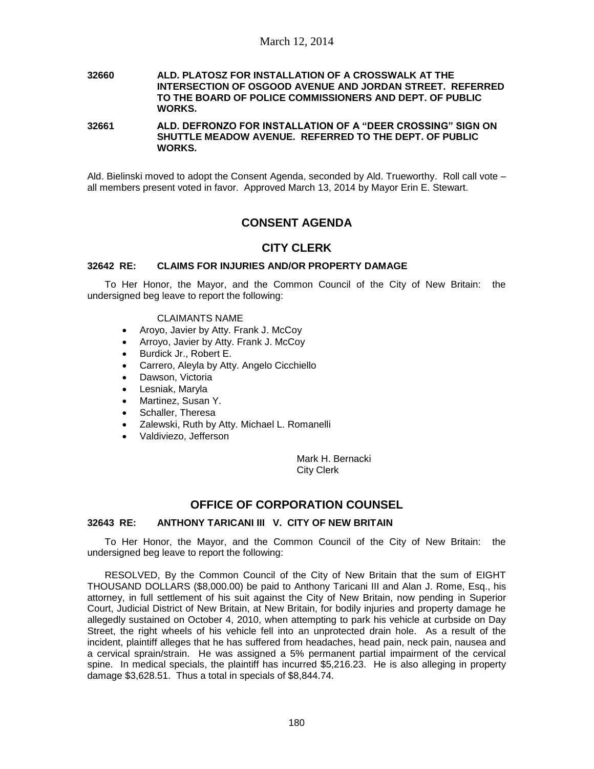**32660 ALD. PLATOSZ FOR INSTALLATION OF A CROSSWALK AT THE INTERSECTION OF OSGOOD AVENUE AND JORDAN STREET. REFERRED TO THE BOARD OF POLICE COMMISSIONERS AND DEPT. OF PUBLIC WORKS.**

**32661 ALD. DEFRONZO FOR INSTALLATION OF A "DEER CROSSING" SIGN ON SHUTTLE MEADOW AVENUE. REFERRED TO THE DEPT. OF PUBLIC WORKS.**

Ald. Bielinski moved to adopt the Consent Agenda, seconded by Ald. Trueworthy. Roll call vote – all members present voted in favor. Approved March 13, 2014 by Mayor Erin E. Stewart.

## CONSENT AGENDA

## CITY CLERK

### 32642 RE: CLAIMS FOR INJURIES AND/OR PROPERTY DAMAGE

To Her Honor, the Mayor, and the Common Council of the City of New Britain: the undersigned beg leave to report the following:

CLAIMANTS NAME

- Aroyo, Javier by Atty. Frank J. McCoy
- Arroyo, Javier by Atty. Frank J. McCoy
- Burdick Jr., Robert E.
- Carrero, Aleyla by Atty. Angelo Cicchiello
- Dawson, Victoria
- Lesniak, Maryla
- Martinez, Susan Y.
- Schaller, Theresa
- Zalewski, Ruth by Atty. Michael L. Romanelli
- Valdiviezo, Jefferson

Mark H. Bernacki
City Clerk

## OFFICE OF CORPORATION COUNSEL

### 32643 RE: ANTHONY TARICANI III V. CITY OF NEW BRITAIN

To Her Honor, the Mayor, and the Common Council of the City of New Britain: the undersigned beg leave to report the following:

RESOLVED, By the Common Council of the City of New Britain that the sum of EIGHT THOUSAND DOLLARS ($8,000.00) be paid to Anthony Taricani III and Alan J. Rome, Esq., his attorney, in full settlement of his suit against the City of New Britain, now pending in Superior Court, Judicial District of New Britain, at New Britain, for bodily injuries and property damage he allegedly sustained on October 4, 2010, when attempting to park his vehicle at curbside on Day Street, the right wheels of his vehicle fell into an unprotected drain hole. As a result of the incident, plaintiff alleges that he has suffered from headaches, head pain, neck pain, nausea and a cervical sprain/strain. He was assigned a 5% permanent partial impairment of the cervical spine. In medical specials, the plaintiff has incurred $5,216.23. He is also alleging in property damage $3,628.51. Thus a total in specials of $8,844.74.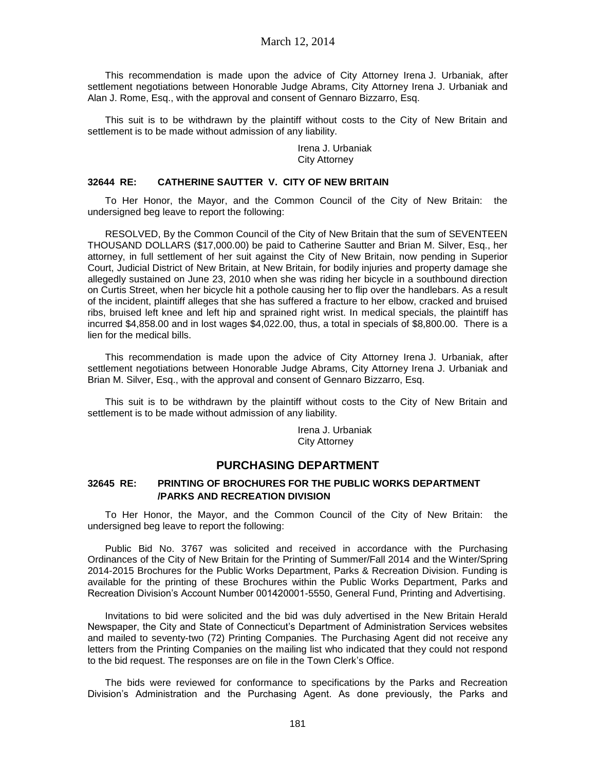This recommendation is made upon the advice of City Attorney Irena J. Urbaniak, after settlement negotiations between Honorable Judge Abrams, City Attorney Irena J. Urbaniak and Alan J. Rome, Esq., with the approval and consent of Gennaro Bizzarro, Esq.

This suit is to be withdrawn by the plaintiff without costs to the City of New Britain and settlement is to be made without admission of any liability.

Irena J. Urbaniak
City Attorney

### 32644 RE: CATHERINE SAUTTER V. CITY OF NEW BRITAIN

To Her Honor, the Mayor, and the Common Council of the City of New Britain: the undersigned beg leave to report the following:

RESOLVED, By the Common Council of the City of New Britain that the sum of SEVENTEEN THOUSAND DOLLARS ($17,000.00) be paid to Catherine Sautter and Brian M. Silver, Esq., her attorney, in full settlement of her suit against the City of New Britain, now pending in Superior Court, Judicial District of New Britain, at New Britain, for bodily injuries and property damage she allegedly sustained on June 23, 2010 when she was riding her bicycle in a southbound direction on Curtis Street, when her bicycle hit a pothole causing her to flip over the handlebars. As a result of the incident, plaintiff alleges that she has suffered a fracture to her elbow, cracked and bruised ribs, bruised left knee and left hip and sprained right wrist. In medical specials, the plaintiff has incurred $4,858.00 and in lost wages $4,022.00, thus, a total in specials of $8,800.00. There is a lien for the medical bills.

This recommendation is made upon the advice of City Attorney Irena J. Urbaniak, after settlement negotiations between Honorable Judge Abrams, City Attorney Irena J. Urbaniak and Brian M. Silver, Esq., with the approval and consent of Gennaro Bizzarro, Esq.

This suit is to be withdrawn by the plaintiff without costs to the City of New Britain and settlement is to be made without admission of any liability.

Irena J. Urbaniak
City Attorney

## PURCHASING DEPARTMENT

### 32645 RE: PRINTING OF BROCHURES FOR THE PUBLIC WORKS DEPARTMENT /PARKS AND RECREATION DIVISION

To Her Honor, the Mayor, and the Common Council of the City of New Britain: the undersigned beg leave to report the following:

Public Bid No. 3767 was solicited and received in accordance with the Purchasing Ordinances of the City of New Britain for the Printing of Summer/Fall 2014 and the Winter/Spring 2014-2015 Brochures for the Public Works Department, Parks & Recreation Division. Funding is available for the printing of these Brochures within the Public Works Department, Parks and Recreation Division's Account Number 001420001-5550, General Fund, Printing and Advertising.

Invitations to bid were solicited and the bid was duly advertised in the New Britain Herald Newspaper, the City and State of Connecticut's Department of Administration Services websites and mailed to seventy-two (72) Printing Companies. The Purchasing Agent did not receive any letters from the Printing Companies on the mailing list who indicated that they could not respond to the bid request. The responses are on file in the Town Clerk's Office.

The bids were reviewed for conformance to specifications by the Parks and Recreation Division's Administration and the Purchasing Agent. As done previously, the Parks and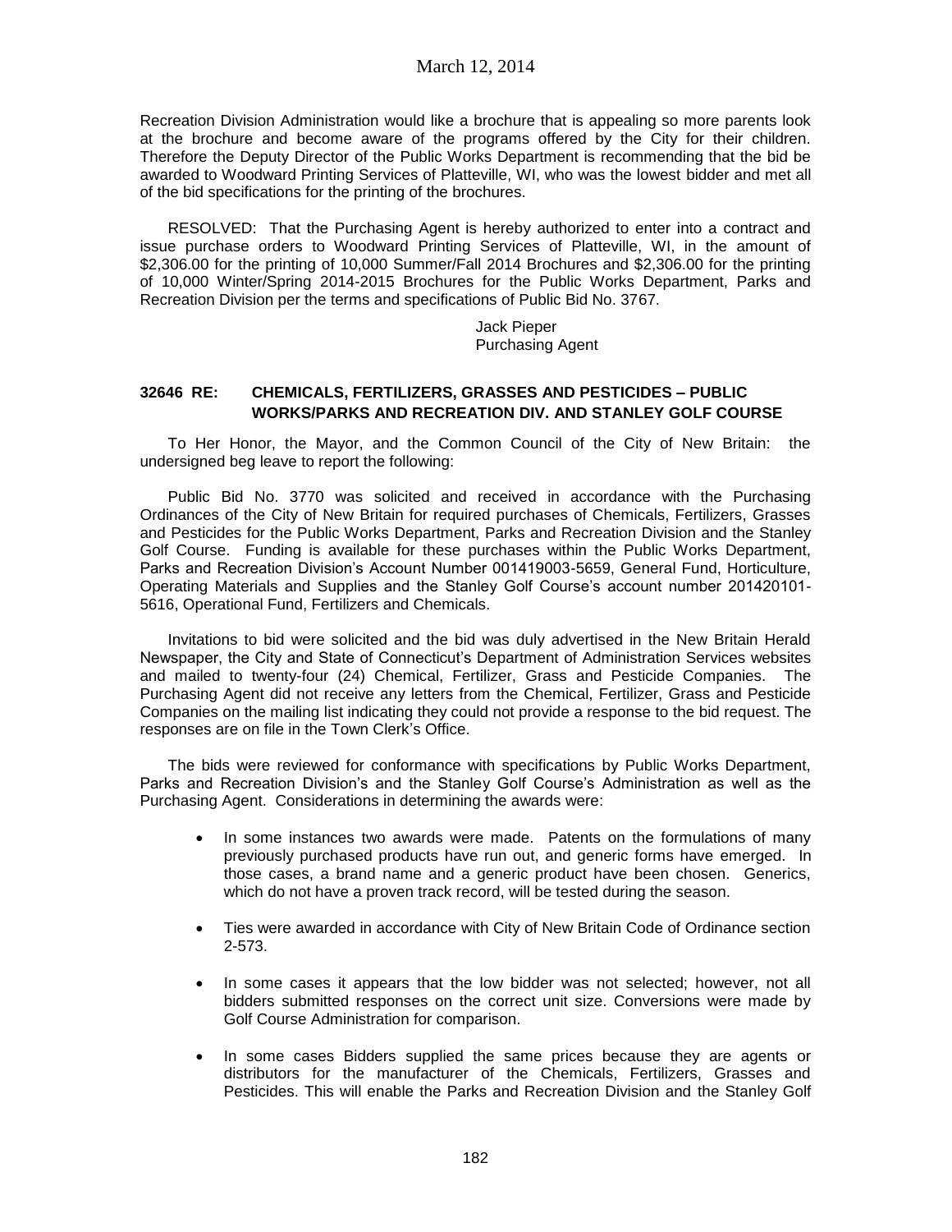Recreation Division Administration would like a brochure that is appealing so more parents look at the brochure and become aware of the programs offered by the City for their children. Therefore the Deputy Director of the Public Works Department is recommending that the bid be awarded to Woodward Printing Services of Platteville, WI, who was the lowest bidder and met all of the bid specifications for the printing of the brochures.

RESOLVED: That the Purchasing Agent is hereby authorized to enter into a contract and issue purchase orders to Woodward Printing Services of Platteville, WI, in the amount of $2,306.00 for the printing of 10,000 Summer/Fall 2014 Brochures and $2,306.00 for the printing of 10,000 Winter/Spring 2014-2015 Brochures for the Public Works Department, Parks and Recreation Division per the terms and specifications of Public Bid No. 3767.

Jack Pieper
Purchasing Agent

### 32646 RE: CHEMICALS, FERTILIZERS, GRASSES AND PESTICIDES – PUBLIC WORKS/PARKS AND RECREATION DIV. AND STANLEY GOLF COURSE

To Her Honor, the Mayor, and the Common Council of the City of New Britain: the undersigned beg leave to report the following:

Public Bid No. 3770 was solicited and received in accordance with the Purchasing Ordinances of the City of New Britain for required purchases of Chemicals, Fertilizers, Grasses and Pesticides for the Public Works Department, Parks and Recreation Division and the Stanley Golf Course. Funding is available for these purchases within the Public Works Department, Parks and Recreation Division's Account Number 001419003-5659, General Fund, Horticulture, Operating Materials and Supplies and the Stanley Golf Course's account number 201420101-5616, Operational Fund, Fertilizers and Chemicals.

Invitations to bid were solicited and the bid was duly advertised in the New Britain Herald Newspaper, the City and State of Connecticut's Department of Administration Services websites and mailed to twenty-four (24) Chemical, Fertilizer, Grass and Pesticide Companies. The Purchasing Agent did not receive any letters from the Chemical, Fertilizer, Grass and Pesticide Companies on the mailing list indicating they could not provide a response to the bid request. The responses are on file in the Town Clerk's Office.

The bids were reviewed for conformance with specifications by Public Works Department, Parks and Recreation Division's and the Stanley Golf Course's Administration as well as the Purchasing Agent. Considerations in determining the awards were:

- In some instances two awards were made. Patents on the formulations of many previously purchased products have run out, and generic forms have emerged. In those cases, a brand name and a generic product have been chosen. Generics, which do not have a proven track record, will be tested during the season.
- Ties were awarded in accordance with City of New Britain Code of Ordinance section 2-573.
- In some cases it appears that the low bidder was not selected; however, not all bidders submitted responses on the correct unit size. Conversions were made by Golf Course Administration for comparison.
- In some cases Bidders supplied the same prices because they are agents or distributors for the manufacturer of the Chemicals, Fertilizers, Grasses and Pesticides. This will enable the Parks and Recreation Division and the Stanley Golf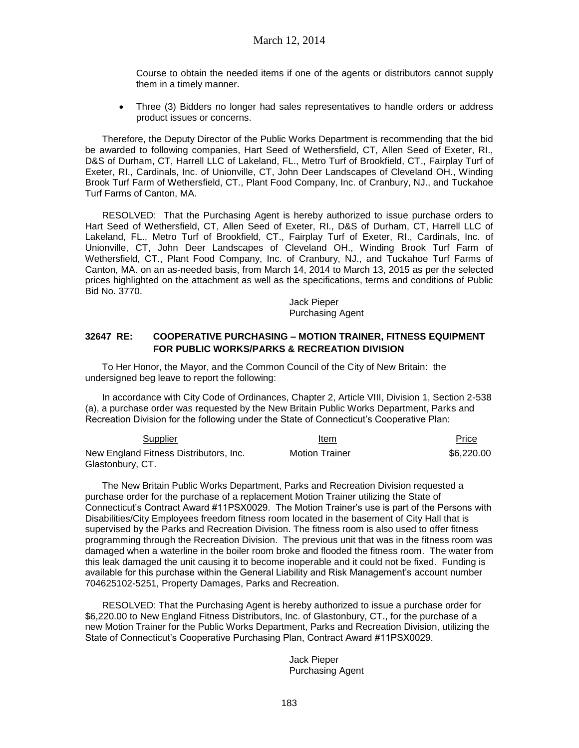Course to obtain the needed items if one of the agents or distributors cannot supply them in a timely manner.

- Three (3) Bidders no longer had sales representatives to handle orders or address product issues or concerns.

Therefore, the Deputy Director of the Public Works Department is recommending that the bid be awarded to following companies, Hart Seed of Wethersfield, CT, Allen Seed of Exeter, RI., D&S of Durham, CT, Harrell LLC of Lakeland, FL., Metro Turf of Brookfield, CT., Fairplay Turf of Exeter, RI., Cardinals, Inc. of Unionville, CT, John Deer Landscapes of Cleveland OH., Winding Brook Turf Farm of Wethersfield, CT., Plant Food Company, Inc. of Cranbury, NJ., and Tuckahoe Turf Farms of Canton, MA.

RESOLVED: That the Purchasing Agent is hereby authorized to issue purchase orders to Hart Seed of Wethersfield, CT, Allen Seed of Exeter, RI., D&S of Durham, CT, Harrell LLC of Lakeland, FL., Metro Turf of Brookfield, CT., Fairplay Turf of Exeter, RI., Cardinals, Inc. of Unionville, CT, John Deer Landscapes of Cleveland OH., Winding Brook Turf Farm of Wethersfield, CT., Plant Food Company, Inc. of Cranbury, NJ., and Tuckahoe Turf Farms of Canton, MA. on an as-needed basis, from March 14, 2014 to March 13, 2015 as per the selected prices highlighted on the attachment as well as the specifications, terms and conditions of Public Bid No. 3770.

Jack Pieper
Purchasing Agent

### 32647 RE: COOPERATIVE PURCHASING – MOTION TRAINER, FITNESS EQUIPMENT FOR PUBLIC WORKS/PARKS & RECREATION DIVISION

To Her Honor, the Mayor, and the Common Council of the City of New Britain: the undersigned beg leave to report the following:

In accordance with City Code of Ordinances, Chapter 2, Article VIII, Division 1, Section 2-538 (a), a purchase order was requested by the New Britain Public Works Department, Parks and Recreation Division for the following under the State of Connecticut's Cooperative Plan:

| Supplier | Item | Price |
|---|---|---|
| New England Fitness Distributors, Inc. Glastonbury, CT. | Motion Trainer | $6,220.00 |

The New Britain Public Works Department, Parks and Recreation Division requested a purchase order for the purchase of a replacement Motion Trainer utilizing the State of Connecticut's Contract Award #11PSX0029. The Motion Trainer's use is part of the Persons with Disabilities/City Employees freedom fitness room located in the basement of City Hall that is supervised by the Parks and Recreation Division. The fitness room is also used to offer fitness programming through the Recreation Division. The previous unit that was in the fitness room was damaged when a waterline in the boiler room broke and flooded the fitness room. The water from this leak damaged the unit causing it to become inoperable and it could not be fixed. Funding is available for this purchase within the General Liability and Risk Management's account number 704625102-5251, Property Damages, Parks and Recreation.

RESOLVED: That the Purchasing Agent is hereby authorized to issue a purchase order for $6,220.00 to New England Fitness Distributors, Inc. of Glastonbury, CT., for the purchase of a new Motion Trainer for the Public Works Department, Parks and Recreation Division, utilizing the State of Connecticut's Cooperative Purchasing Plan, Contract Award #11PSX0029.

Jack Pieper
Purchasing Agent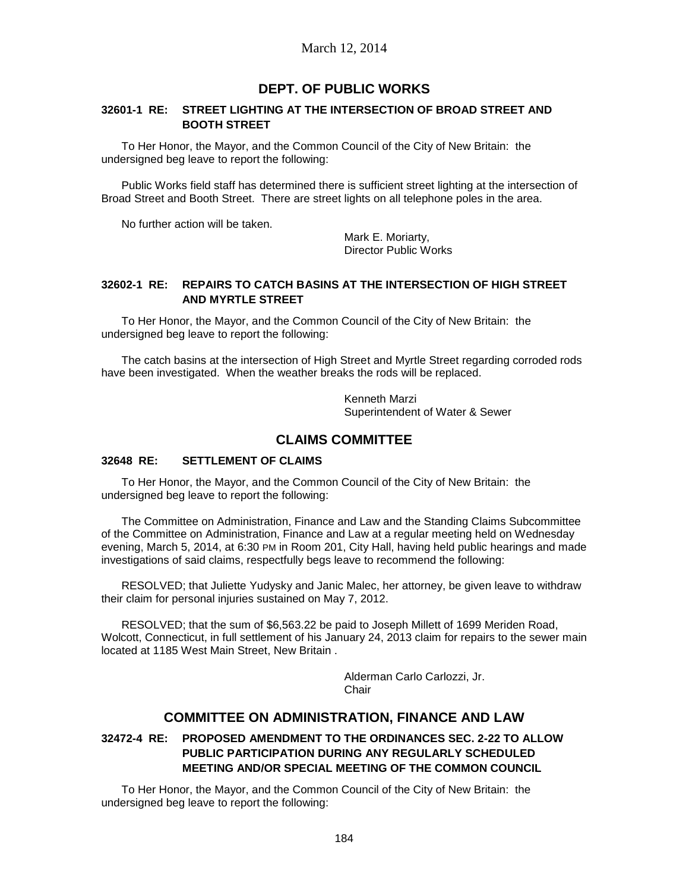## DEPT. OF PUBLIC WORKS

### 32601-1 RE: STREET LIGHTING AT THE INTERSECTION OF BROAD STREET AND BOOTH STREET

To Her Honor, the Mayor, and the Common Council of the City of New Britain: the undersigned beg leave to report the following:

Public Works field staff has determined there is sufficient street lighting at the intersection of Broad Street and Booth Street. There are street lights on all telephone poles in the area.

No further action will be taken.

Mark E. Moriarty,
Director Public Works

### 32602-1 RE: REPAIRS TO CATCH BASINS AT THE INTERSECTION OF HIGH STREET AND MYRTLE STREET

To Her Honor, the Mayor, and the Common Council of the City of New Britain: the undersigned beg leave to report the following:

The catch basins at the intersection of High Street and Myrtle Street regarding corroded rods have been investigated. When the weather breaks the rods will be replaced.

Kenneth Marzi
Superintendent of Water & Sewer

## CLAIMS COMMITTEE

### 32648 RE: SETTLEMENT OF CLAIMS

To Her Honor, the Mayor, and the Common Council of the City of New Britain: the undersigned beg leave to report the following:

The Committee on Administration, Finance and Law and the Standing Claims Subcommittee of the Committee on Administration, Finance and Law at a regular meeting held on Wednesday evening, March 5, 2014, at 6:30 PM in Room 201, City Hall, having held public hearings and made investigations of said claims, respectfully begs leave to recommend the following:

RESOLVED; that Juliette Yudysky and Janic Malec, her attorney, be given leave to withdraw their claim for personal injuries sustained on May 7, 2012.

RESOLVED; that the sum of $6,563.22 be paid to Joseph Millett of 1699 Meriden Road, Wolcott, Connecticut, in full settlement of his January 24, 2013 claim for repairs to the sewer main located at 1185 West Main Street, New Britain .

Alderman Carlo Carlozzi, Jr.
Chair

## COMMITTEE ON ADMINISTRATION, FINANCE AND LAW

### 32472-4 RE: PROPOSED AMENDMENT TO THE ORDINANCES SEC. 2-22 TO ALLOW PUBLIC PARTICIPATION DURING ANY REGULARLY SCHEDULED MEETING AND/OR SPECIAL MEETING OF THE COMMON COUNCIL

To Her Honor, the Mayor, and the Common Council of the City of New Britain: the undersigned beg leave to report the following: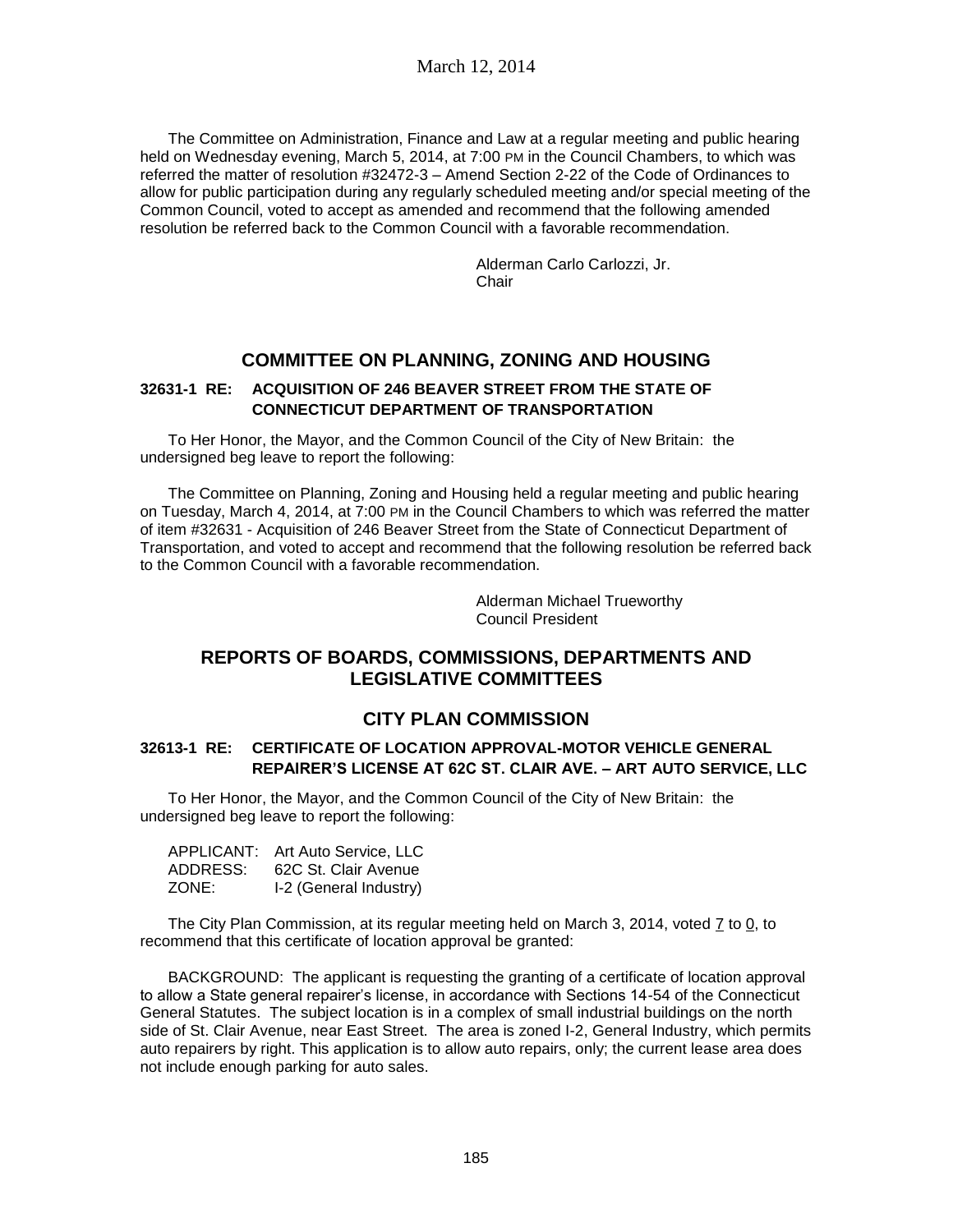The Committee on Administration, Finance and Law at a regular meeting and public hearing held on Wednesday evening, March 5, 2014, at 7:00 PM in the Council Chambers, to which was referred the matter of resolution #32472-3 – Amend Section 2-22 of the Code of Ordinances to allow for public participation during any regularly scheduled meeting and/or special meeting of the Common Council, voted to accept as amended and recommend that the following amended resolution be referred back to the Common Council with a favorable recommendation.

Alderman Carlo Carlozzi, Jr.
Chair

## COMMITTEE ON PLANNING, ZONING AND HOUSING

### 32631-1 RE: ACQUISITION OF 246 BEAVER STREET FROM THE STATE OF CONNECTICUT DEPARTMENT OF TRANSPORTATION

To Her Honor, the Mayor, and the Common Council of the City of New Britain: the undersigned beg leave to report the following:

The Committee on Planning, Zoning and Housing held a regular meeting and public hearing on Tuesday, March 4, 2014, at 7:00 PM in the Council Chambers to which was referred the matter of item #32631 - Acquisition of 246 Beaver Street from the State of Connecticut Department of Transportation, and voted to accept and recommend that the following resolution be referred back to the Common Council with a favorable recommendation.

Alderman Michael Trueworthy
Council President

## REPORTS OF BOARDS, COMMISSIONS, DEPARTMENTS AND LEGISLATIVE COMMITTEES

## CITY PLAN COMMISSION

### 32613-1 RE: CERTIFICATE OF LOCATION APPROVAL-MOTOR VEHICLE GENERAL REPAIRER'S LICENSE AT 62C ST. CLAIR AVE. – ART AUTO SERVICE, LLC

To Her Honor, the Mayor, and the Common Council of the City of New Britain: the undersigned beg leave to report the following:

APPLICANT: Art Auto Service, LLC
ADDRESS: 62C St. Clair Avenue
ZONE: I-2 (General Industry)

The City Plan Commission, at its regular meeting held on March 3, 2014, voted 7 to 0, to recommend that this certificate of location approval be granted:

BACKGROUND: The applicant is requesting the granting of a certificate of location approval to allow a State general repairer's license, in accordance with Sections 14-54 of the Connecticut General Statutes. The subject location is in a complex of small industrial buildings on the north side of St. Clair Avenue, near East Street. The area is zoned I-2, General Industry, which permits auto repairers by right. This application is to allow auto repairs, only; the current lease area does not include enough parking for auto sales.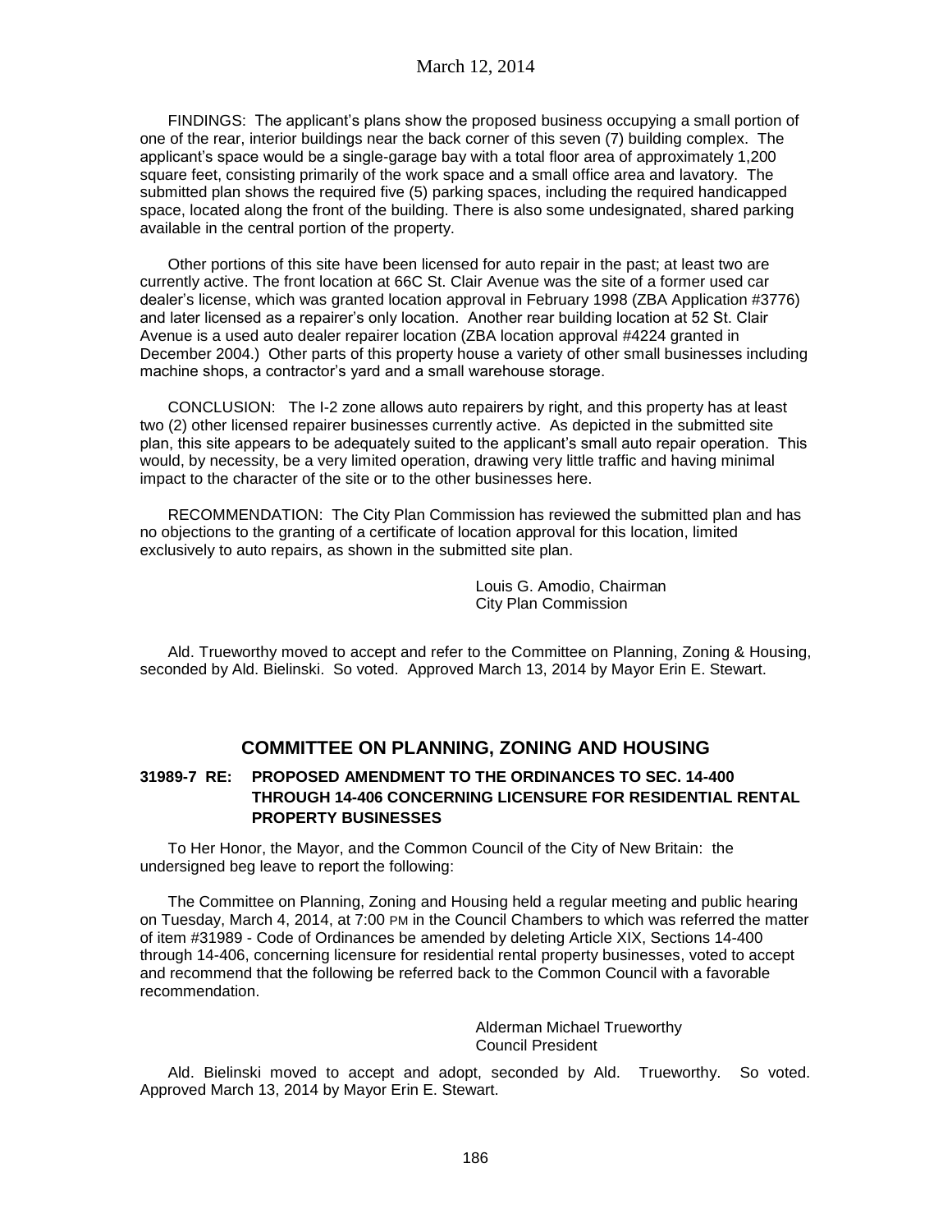FINDINGS: The applicant's plans show the proposed business occupying a small portion of one of the rear, interior buildings near the back corner of this seven (7) building complex. The applicant's space would be a single-garage bay with a total floor area of approximately 1,200 square feet, consisting primarily of the work space and a small office area and lavatory. The submitted plan shows the required five (5) parking spaces, including the required handicapped space, located along the front of the building. There is also some undesignated, shared parking available in the central portion of the property.

Other portions of this site have been licensed for auto repair in the past; at least two are currently active. The front location at 66C St. Clair Avenue was the site of a former used car dealer's license, which was granted location approval in February 1998 (ZBA Application #3776) and later licensed as a repairer's only location. Another rear building location at 52 St. Clair Avenue is a used auto dealer repairer location (ZBA location approval #4224 granted in December 2004.) Other parts of this property house a variety of other small businesses including machine shops, a contractor's yard and a small warehouse storage.

CONCLUSION: The I-2 zone allows auto repairers by right, and this property has at least two (2) other licensed repairer businesses currently active. As depicted in the submitted site plan, this site appears to be adequately suited to the applicant's small auto repair operation. This would, by necessity, be a very limited operation, drawing very little traffic and having minimal impact to the character of the site or to the other businesses here.

RECOMMENDATION: The City Plan Commission has reviewed the submitted plan and has no objections to the granting of a certificate of location approval for this location, limited exclusively to auto repairs, as shown in the submitted site plan.

Louis G. Amodio, Chairman
City Plan Commission

Ald. Trueworthy moved to accept and refer to the Committee on Planning, Zoning & Housing, seconded by Ald. Bielinski. So voted. Approved March 13, 2014 by Mayor Erin E. Stewart.

## COMMITTEE ON PLANNING, ZONING AND HOUSING

### 31989-7 RE: PROPOSED AMENDMENT TO THE ORDINANCES TO SEC. 14-400 THROUGH 14-406 CONCERNING LICENSURE FOR RESIDENTIAL RENTAL PROPERTY BUSINESSES

To Her Honor, the Mayor, and the Common Council of the City of New Britain: the undersigned beg leave to report the following:

The Committee on Planning, Zoning and Housing held a regular meeting and public hearing on Tuesday, March 4, 2014, at 7:00 PM in the Council Chambers to which was referred the matter of item #31989 - Code of Ordinances be amended by deleting Article XIX, Sections 14-400 through 14-406, concerning licensure for residential rental property businesses, voted to accept and recommend that the following be referred back to the Common Council with a favorable recommendation.

Alderman Michael Trueworthy
Council President

Ald. Bielinski moved to accept and adopt, seconded by Ald. Trueworthy. So voted. Approved March 13, 2014 by Mayor Erin E. Stewart.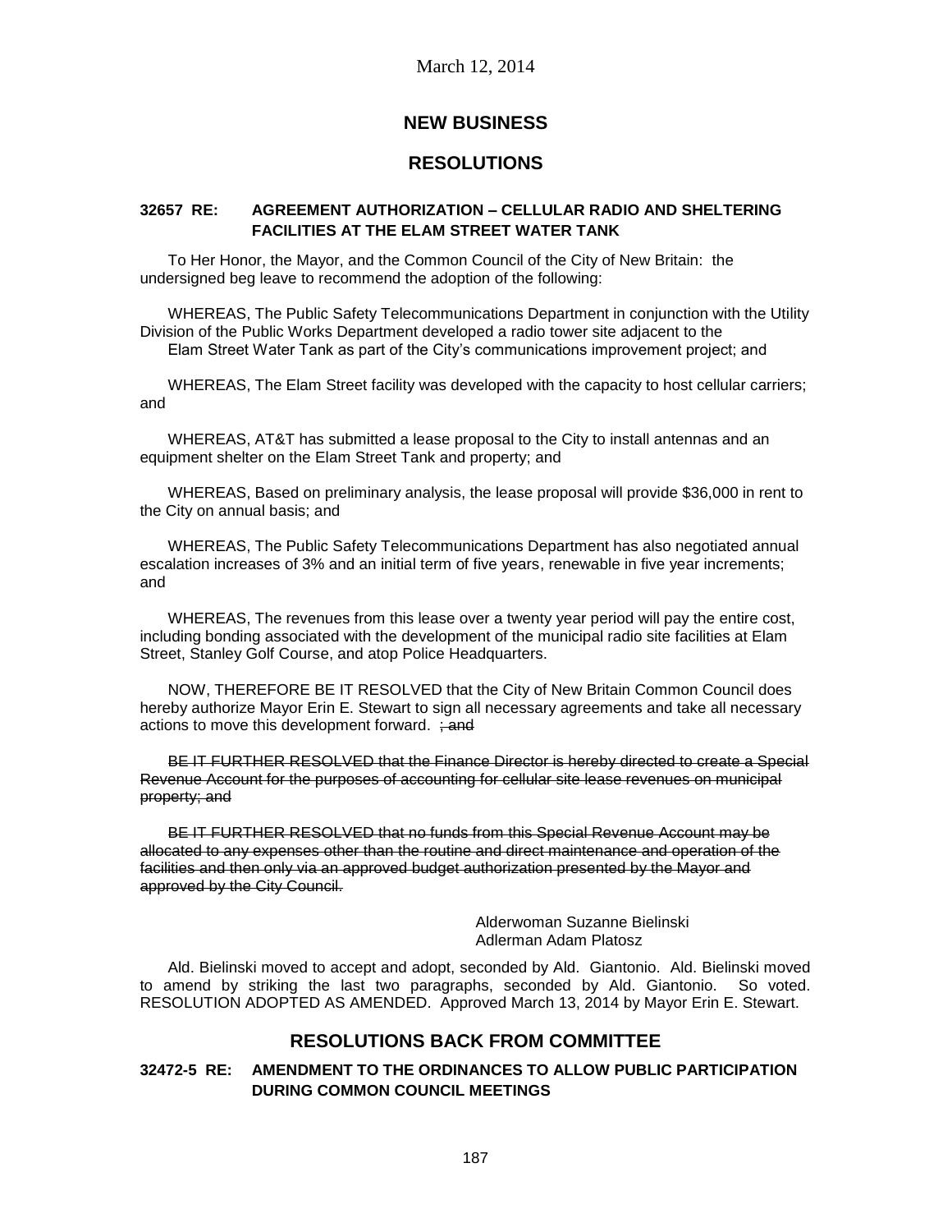March 12, 2014

## NEW BUSINESS

## RESOLUTIONS

### 32657 RE: AGREEMENT AUTHORIZATION – CELLULAR RADIO AND SHELTERING FACILITIES AT THE ELAM STREET WATER TANK

To Her Honor, the Mayor, and the Common Council of the City of New Britain: the undersigned beg leave to recommend the adoption of the following:

WHEREAS, The Public Safety Telecommunications Department in conjunction with the Utility Division of the Public Works Department developed a radio tower site adjacent to the Elam Street Water Tank as part of the City's communications improvement project; and

WHEREAS, The Elam Street facility was developed with the capacity to host cellular carriers; and

WHEREAS, AT&T has submitted a lease proposal to the City to install antennas and an equipment shelter on the Elam Street Tank and property; and

WHEREAS, Based on preliminary analysis, the lease proposal will provide $36,000 in rent to the City on annual basis; and

WHEREAS, The Public Safety Telecommunications Department has also negotiated annual escalation increases of 3% and an initial term of five years, renewable in five year increments; and

WHEREAS, The revenues from this lease over a twenty year period will pay the entire cost, including bonding associated with the development of the municipal radio site facilities at Elam Street, Stanley Golf Course, and atop Police Headquarters.

NOW, THEREFORE BE IT RESOLVED that the City of New Britain Common Council does hereby authorize Mayor Erin E. Stewart to sign all necessary agreements and take all necessary actions to move this development forward. ~~; and~~

~~BE IT FURTHER RESOLVED that the Finance Director is hereby directed to create a Special Revenue Account for the purposes of accounting for cellular site lease revenues on municipal property; and~~

~~BE IT FURTHER RESOLVED that no funds from this Special Revenue Account may be allocated to any expenses other than the routine and direct maintenance and operation of the facilities and then only via an approved budget authorization presented by the Mayor and approved by the City Council.~~

Alderwoman Suzanne Bielinski
Adlerman Adam Platosz

Ald. Bielinski moved to accept and adopt, seconded by Ald. Giantonio. Ald. Bielinski moved to amend by striking the last two paragraphs, seconded by Ald. Giantonio. So voted. RESOLUTION ADOPTED AS AMENDED. Approved March 13, 2014 by Mayor Erin E. Stewart.

## RESOLUTIONS BACK FROM COMMITTEE

### 32472-5 RE: AMENDMENT TO THE ORDINANCES TO ALLOW PUBLIC PARTICIPATION DURING COMMON COUNCIL MEETINGS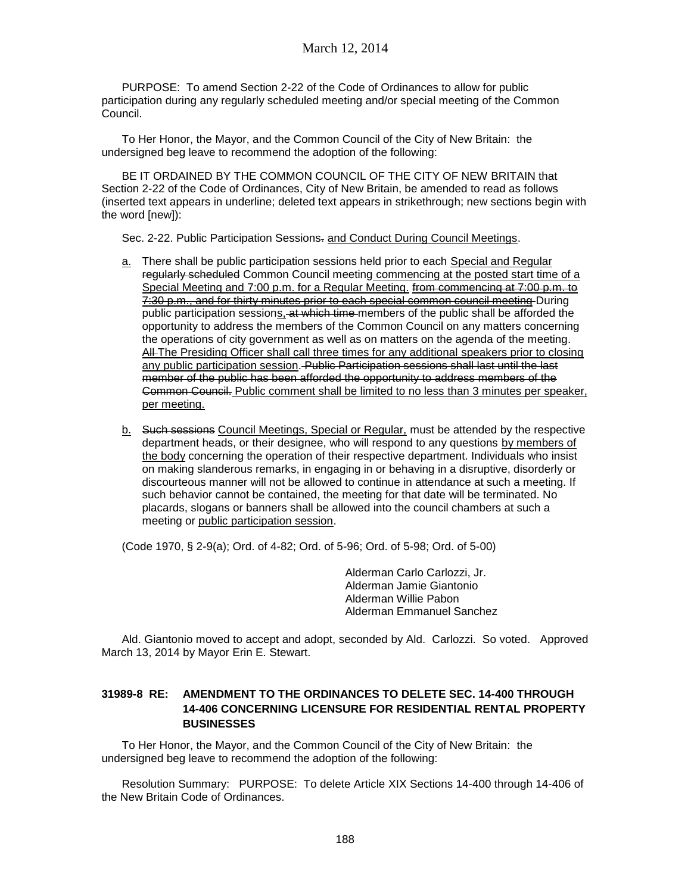PURPOSE: To amend Section 2-22 of the Code of Ordinances to allow for public participation during any regularly scheduled meeting and/or special meeting of the Common Council.

To Her Honor, the Mayor, and the Common Council of the City of New Britain: the undersigned beg leave to recommend the adoption of the following:

BE IT ORDAINED BY THE COMMON COUNCIL OF THE CITY OF NEW BRITAIN that Section 2-22 of the Code of Ordinances, City of New Britain, be amended to read as follows (inserted text appears in underline; deleted text appears in strikethrough; new sections begin with the word [new]):

Sec. 2-22. Public Participation Sessions~~.~~ <u>and Conduct During Council Meetings</u>.

- <u>a.</u> There shall be public participation sessions held prior to each <u>Special and Regular</u> ~~regularly scheduled~~ Common Council meeting<u> commencing at the posted start time of a Special Meeting and 7:00 p.m. for a Regular Meeting.</u> ~~from commencing at 7:00 p.m. to 7:30 p.m., and for thirty minutes prior to each special common council meeting~~ During public participation session<u>s</u>~~, at which time~~ members of the public shall be afforded the opportunity to address the members of the Common Council on any matters concerning the operations of city government as well as on matters on the agenda of the meeting. ~~All~~ <u>The Presiding Officer shall call three times for any additional speakers prior to closing any public participation session</u>. ~~Public Participation sessions shall last until the last member of the public has been afforded the opportunity to address members of the Common Council.~~ <u>Public comment shall be limited to no less than 3 minutes per speaker, per meeting.</u>

- <u>b.</u> ~~Such sessions~~ <u>Council Meetings, Special or Regular,</u> must be attended by the respective department heads, or their designee, who will respond to any questions <u>by members of the body</u> concerning the operation of their respective department. Individuals who insist on making slanderous remarks, in engaging in or behaving in a disruptive, disorderly or discourteous manner will not be allowed to continue in attendance at such a meeting. If such behavior cannot be contained, the meeting for that date will be terminated. No placards, slogans or banners shall be allowed into the council chambers at such a meeting or <u>public participation session</u>.

(Code 1970, § 2-9(a); Ord. of 4-82; Ord. of 5-96; Ord. of 5-98; Ord. of 5-00)

Alderman Carlo Carlozzi, Jr.
Alderman Jamie Giantonio
Alderman Willie Pabon
Alderman Emmanuel Sanchez

Ald. Giantonio moved to accept and adopt, seconded by Ald. Carlozzi. So voted. Approved March 13, 2014 by Mayor Erin E. Stewart.

### 31989-8 RE: AMENDMENT TO THE ORDINANCES TO DELETE SEC. 14-400 THROUGH 14-406 CONCERNING LICENSURE FOR RESIDENTIAL RENTAL PROPERTY BUSINESSES

To Her Honor, the Mayor, and the Common Council of the City of New Britain: the undersigned beg leave to recommend the adoption of the following:

Resolution Summary: PURPOSE: To delete Article XIX Sections 14-400 through 14-406 of the New Britain Code of Ordinances.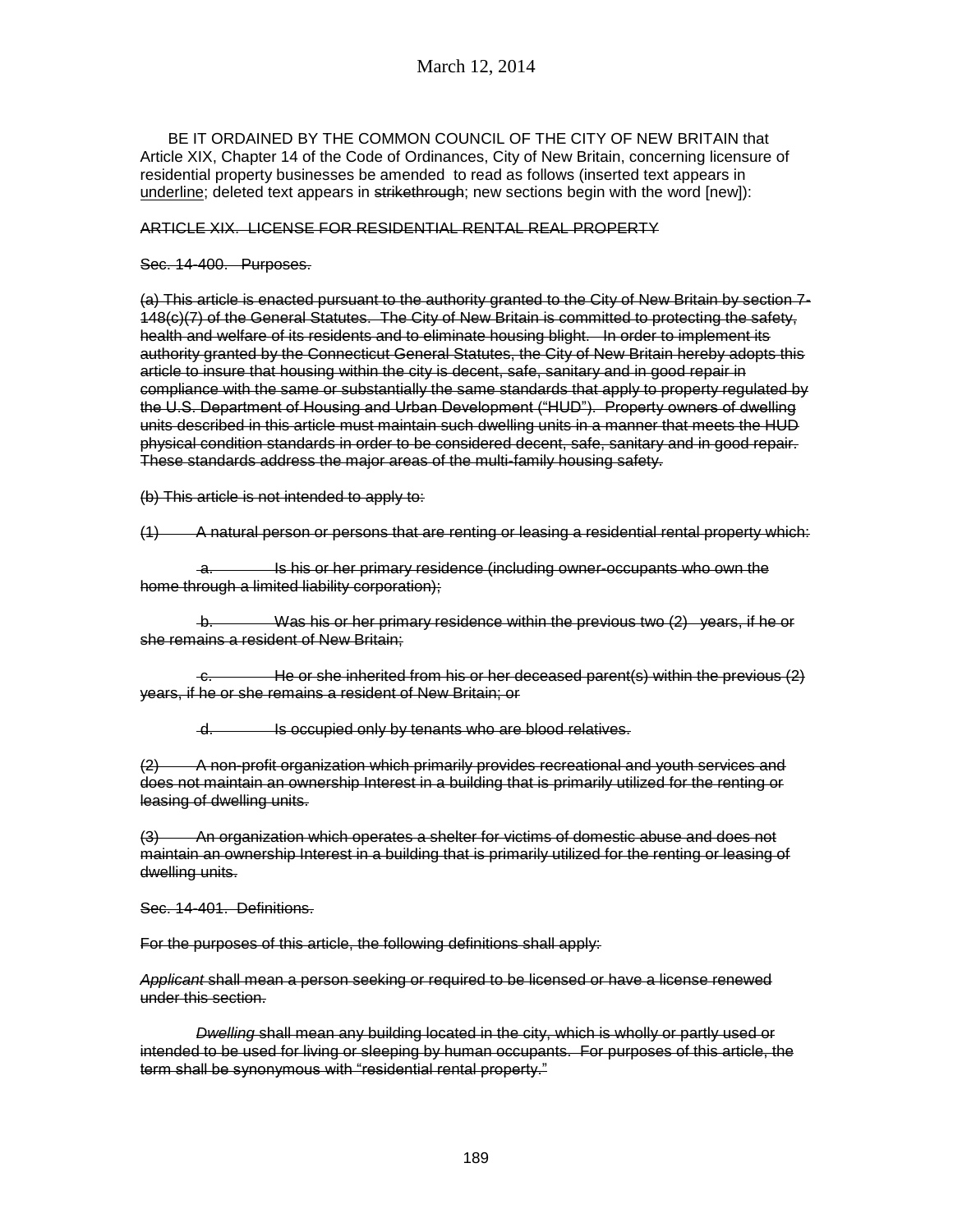March 12, 2014

BE IT ORDAINED BY THE COMMON COUNCIL OF THE CITY OF NEW BRITAIN that Article XIX, Chapter 14 of the Code of Ordinances, City of New Britain, concerning licensure of residential property businesses be amended to read as follows (inserted text appears in <u>underline</u>; deleted text appears in ~~strikethrough~~; new sections begin with the word [new]):

~~ARTICLE XIX. LICENSE FOR RESIDENTIAL RENTAL REAL PROPERTY~~

~~Sec. 14-400. Purposes.~~

~~(a) This article is enacted pursuant to the authority granted to the City of New Britain by section 7-148(c)(7) of the General Statutes. The City of New Britain is committed to protecting the safety, health and welfare of its residents and to eliminate housing blight. In order to implement its authority granted by the Connecticut General Statutes, the City of New Britain hereby adopts this article to insure that housing within the city is decent, safe, sanitary and in good repair in compliance with the same or substantially the same standards that apply to property regulated by the U.S. Department of Housing and Urban Development ("HUD"). Property owners of dwelling units described in this article must maintain such dwelling units in a manner that meets the HUD physical condition standards in order to be considered decent, safe, sanitary and in good repair. These standards address the major areas of the multi-family housing safety.~~

~~(b) This article is not intended to apply to:~~

~~(1) A natural person or persons that are renting or leasing a residential rental property which:~~

~~a. Is his or her primary residence (including owner-occupants who own the home through a limited liability corporation);~~

~~b. Was his or her primary residence within the previous two (2) years, if he or she remains a resident of New Britain;~~

~~c. He or she inherited from his or her deceased parent(s) within the previous (2) years, if he or she remains a resident of New Britain; or~~

~~d. Is occupied only by tenants who are blood relatives.~~

~~(2) A non-profit organization which primarily provides recreational and youth services and does not maintain an ownership Interest in a building that is primarily utilized for the renting or leasing of dwelling units.~~

~~(3) An organization which operates a shelter for victims of domestic abuse and does not maintain an ownership Interest in a building that is primarily utilized for the renting or leasing of dwelling units.~~

~~Sec. 14-401. Definitions.~~

~~For the purposes of this article, the following definitions shall apply:~~

~~*Applicant* shall mean a person seeking or required to be licensed or have a license renewed under this section.~~

~~*Dwelling* shall mean any building located in the city, which is wholly or partly used or intended to be used for living or sleeping by human occupants. For purposes of this article, the term shall be synonymous with "residential rental property."~~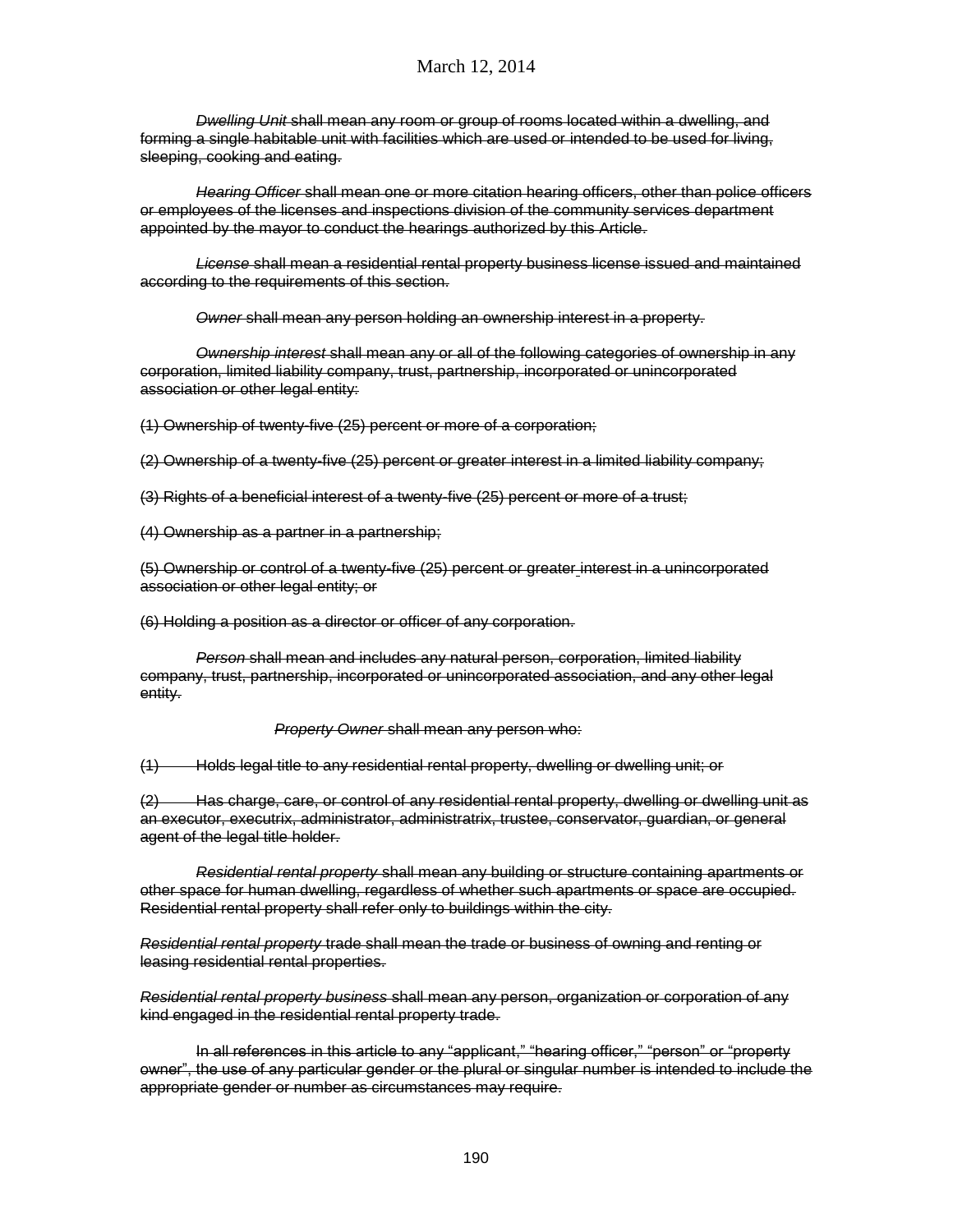~~*Dwelling Unit* shall mean any room or group of rooms located within a dwelling, and forming a single habitable unit with facilities which are used or intended to be used for living, sleeping, cooking and eating.~~

~~*Hearing Officer* shall mean one or more citation hearing officers, other than police officers or employees of the licenses and inspections division of the community services department appointed by the mayor to conduct the hearings authorized by this Article.~~

~~*License* shall mean a residential rental property business license issued and maintained according to the requirements of this section.~~

~~*Owner* shall mean any person holding an ownership interest in a property.~~

~~*Ownership interest* shall mean any or all of the following categories of ownership in any corporation, limited liability company, trust, partnership, incorporated or unincorporated association or other legal entity:~~

~~(1) Ownership of twenty-five (25) percent or more of a corporation;~~

~~(2) Ownership of a twenty-five (25) percent or greater interest in a limited liability company;~~

~~(3) Rights of a beneficial interest of a twenty-five (25) percent or more of a trust;~~

~~(4) Ownership as a partner in a partnership;~~

~~(5) Ownership or control of a twenty-five (25) percent or greater interest in a unincorporated association or other legal entity; or~~

~~(6) Holding a position as a director or officer of any corporation.~~

~~*Person* shall mean and includes any natural person, corporation, limited liability company, trust, partnership, incorporated or unincorporated association, and any other legal entity.~~

~~*Property Owner* shall mean any person who:~~

~~(1) Holds legal title to any residential rental property, dwelling or dwelling unit; or~~

~~(2) Has charge, care, or control of any residential rental property, dwelling or dwelling unit as an executor, executrix, administrator, administratrix, trustee, conservator, guardian, or general agent of the legal title holder.~~

~~*Residential rental property* shall mean any building or structure containing apartments or other space for human dwelling, regardless of whether such apartments or space are occupied. Residential rental property shall refer only to buildings within the city.~~

~~*Residential rental property* trade shall mean the trade or business of owning and renting or leasing residential rental properties.~~

~~*Residential rental property business* shall mean any person, organization or corporation of any kind engaged in the residential rental property trade.~~

~~In all references in this article to any "applicant," "hearing officer," "person" or "property owner", the use of any particular gender or the plural or singular number is intended to include the appropriate gender or number as circumstances may require.~~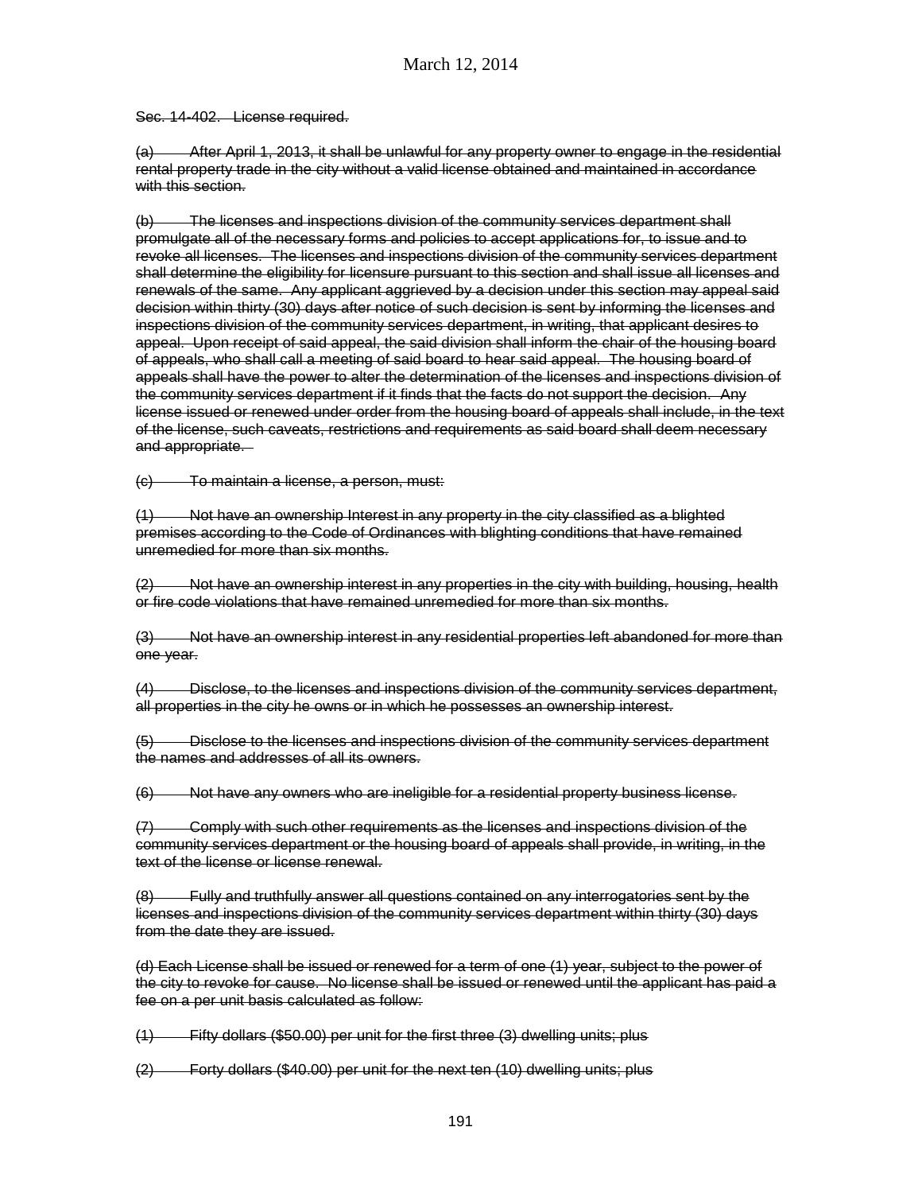~~Sec. 14-402. License required.~~

~~(a) After April 1, 2013, it shall be unlawful for any property owner to engage in the residential rental property trade in the city without a valid license obtained and maintained in accordance with this section.~~

~~(b) The licenses and inspections division of the community services department shall promulgate all of the necessary forms and policies to accept applications for, to issue and to revoke all licenses. The licenses and inspections division of the community services department shall determine the eligibility for licensure pursuant to this section and shall issue all licenses and renewals of the same. Any applicant aggrieved by a decision under this section may appeal said decision within thirty (30) days after notice of such decision is sent by informing the licenses and inspections division of the community services department, in writing, that applicant desires to appeal. Upon receipt of said appeal, the said division shall inform the chair of the housing board of appeals, who shall call a meeting of said board to hear said appeal. The housing board of appeals shall have the power to alter the determination of the licenses and inspections division of the community services department if it finds that the facts do not support the decision. Any license issued or renewed under order from the housing board of appeals shall include, in the text of the license, such caveats, restrictions and requirements as said board shall deem necessary and appropriate.~~

~~(c) To maintain a license, a person, must:~~

~~(1) Not have an ownership Interest in any property in the city classified as a blighted premises according to the Code of Ordinances with blighting conditions that have remained unremedied for more than six months.~~

~~(2) Not have an ownership interest in any properties in the city with building, housing, health or fire code violations that have remained unremedied for more than six months.~~

~~(3) Not have an ownership interest in any residential properties left abandoned for more than one year.~~

~~(4) Disclose, to the licenses and inspections division of the community services department, all properties in the city he owns or in which he possesses an ownership interest.~~

~~(5) Disclose to the licenses and inspections division of the community services department the names and addresses of all its owners.~~

~~(6) Not have any owners who are ineligible for a residential property business license.~~

~~(7) Comply with such other requirements as the licenses and inspections division of the community services department or the housing board of appeals shall provide, in writing, in the text of the license or license renewal.~~

~~(8) Fully and truthfully answer all questions contained on any interrogatories sent by the licenses and inspections division of the community services department within thirty (30) days from the date they are issued.~~

~~(d) Each License shall be issued or renewed for a term of one (1) year, subject to the power of the city to revoke for cause. No license shall be issued or renewed until the applicant has paid a fee on a per unit basis calculated as follow:~~

~~(1) Fifty dollars ($50.00) per unit for the first three (3) dwelling units; plus~~

~~(2) Forty dollars ($40.00) per unit for the next ten (10) dwelling units; plus~~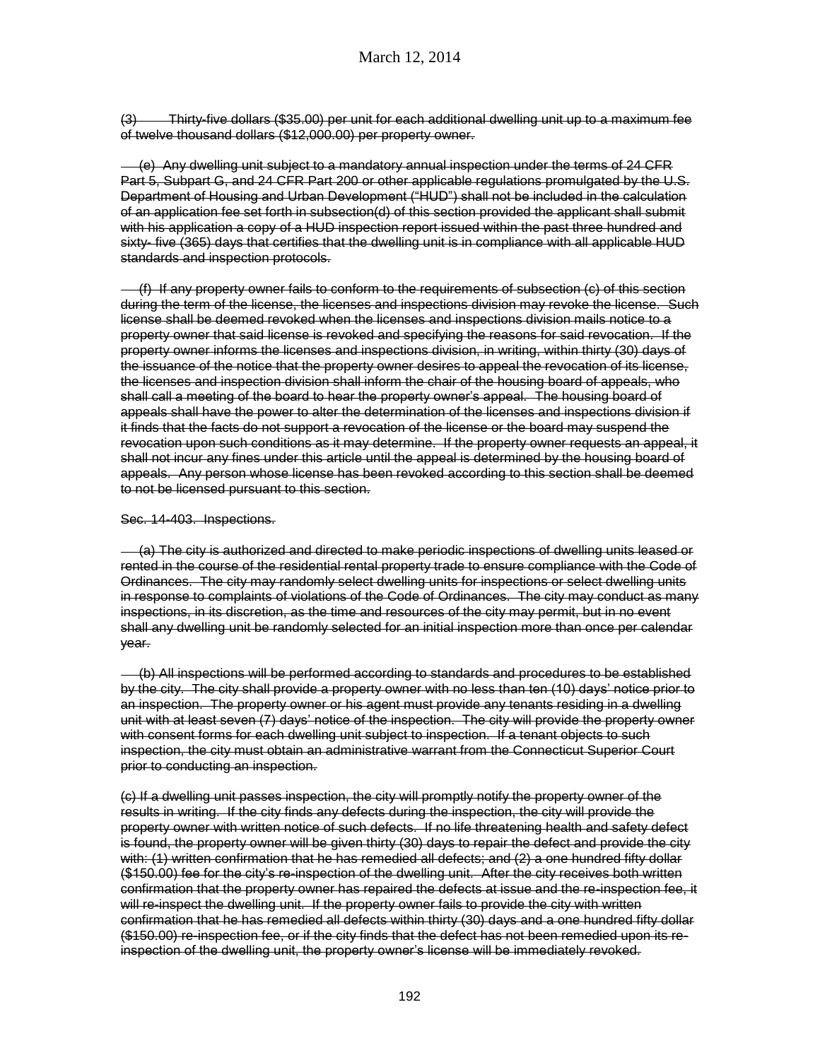~~(3) Thirty-five dollars ($35.00) per unit for each additional dwelling unit up to a maximum fee of twelve thousand dollars ($12,000.00) per property owner.~~

~~(e) Any dwelling unit subject to a mandatory annual inspection under the terms of 24 CFR Part 5, Subpart G, and 24 CFR Part 200 or other applicable regulations promulgated by the U.S. Department of Housing and Urban Development ("HUD") shall not be included in the calculation of an application fee set forth in subsection(d) of this section provided the applicant shall submit with his application a copy of a HUD inspection report issued within the past three hundred and sixty- five (365) days that certifies that the dwelling unit is in compliance with all applicable HUD standards and inspection protocols.~~

~~(f) If any property owner fails to conform to the requirements of subsection (c) of this section during the term of the license, the licenses and inspections division may revoke the license. Such license shall be deemed revoked when the licenses and inspections division mails notice to a property owner that said license is revoked and specifying the reasons for said revocation. If the property owner informs the licenses and inspections division, in writing, within thirty (30) days of the issuance of the notice that the property owner desires to appeal the revocation of its license, the licenses and inspection division shall inform the chair of the housing board of appeals, who shall call a meeting of the board to hear the property owner's appeal. The housing board of appeals shall have the power to alter the determination of the licenses and inspections division if it finds that the facts do not support a revocation of the license or the board may suspend the revocation upon such conditions as it may determine. If the property owner requests an appeal, it shall not incur any fines under this article until the appeal is determined by the housing board of appeals. Any person whose license has been revoked according to this section shall be deemed to not be licensed pursuant to this section.~~

~~Sec. 14-403. Inspections.~~

~~(a) The city is authorized and directed to make periodic inspections of dwelling units leased or rented in the course of the residential rental property trade to ensure compliance with the Code of Ordinances. The city may randomly select dwelling units for inspections or select dwelling units in response to complaints of violations of the Code of Ordinances. The city may conduct as many inspections, in its discretion, as the time and resources of the city may permit, but in no event shall any dwelling unit be randomly selected for an initial inspection more than once per calendar year.~~

~~(b) All inspections will be performed according to standards and procedures to be established by the city. The city shall provide a property owner with no less than ten (10) days' notice prior to an inspection. The property owner or his agent must provide any tenants residing in a dwelling unit with at least seven (7) days' notice of the inspection. The city will provide the property owner with consent forms for each dwelling unit subject to inspection. If a tenant objects to such inspection, the city must obtain an administrative warrant from the Connecticut Superior Court prior to conducting an inspection.~~

~~(c) If a dwelling unit passes inspection, the city will promptly notify the property owner of the results in writing. If the city finds any defects during the inspection, the city will provide the property owner with written notice of such defects. If no life threatening health and safety defect is found, the property owner will be given thirty (30) days to repair the defect and provide the city with: (1) written confirmation that he has remedied all defects; and (2) a one hundred fifty dollar ($150.00) fee for the city's re-inspection of the dwelling unit. After the city receives both written confirmation that the property owner has repaired the defects at issue and the re-inspection fee, it will re-inspect the dwelling unit. If the property owner fails to provide the city with written confirmation that he has remedied all defects within thirty (30) days and a one hundred fifty dollar ($150.00) re-inspection fee, or if the city finds that the defect has not been remedied upon its re-inspection of the dwelling unit, the property owner's license will be immediately revoked.~~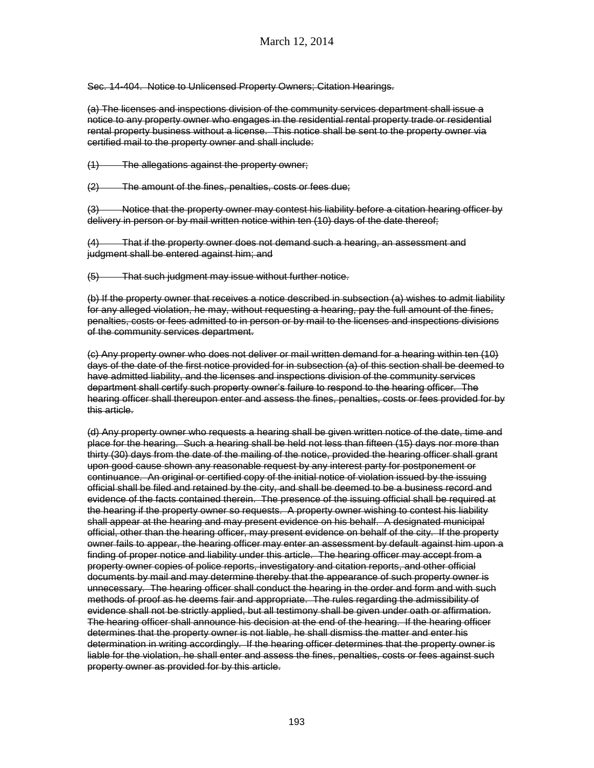~~Sec. 14-404. Notice to Unlicensed Property Owners; Citation Hearings.~~

~~(a) The licenses and inspections division of the community services department shall issue a notice to any property owner who engages in the residential rental property trade or residential rental property business without a license. This notice shall be sent to the property owner via certified mail to the property owner and shall include:~~

~~(1) The allegations against the property owner;~~

~~(2) The amount of the fines, penalties, costs or fees due;~~

~~(3) Notice that the property owner may contest his liability before a citation hearing officer by delivery in person or by mail written notice within ten (10) days of the date thereof;~~

~~(4) That if the property owner does not demand such a hearing, an assessment and judgment shall be entered against him; and~~

~~(5) That such judgment may issue without further notice.~~

~~(b) If the property owner that receives a notice described in subsection (a) wishes to admit liability for any alleged violation, he may, without requesting a hearing, pay the full amount of the fines, penalties, costs or fees admitted to in person or by mail to the licenses and inspections divisions of the community services department.~~

~~(c) Any property owner who does not deliver or mail written demand for a hearing within ten (10) days of the date of the first notice provided for in subsection (a) of this section shall be deemed to have admitted liability, and the licenses and inspections division of the community services department shall certify such property owner's failure to respond to the hearing officer. The hearing officer shall thereupon enter and assess the fines, penalties, costs or fees provided for by this article.~~

~~(d) Any property owner who requests a hearing shall be given written notice of the date, time and place for the hearing. Such a hearing shall be held not less than fifteen (15) days nor more than thirty (30) days from the date of the mailing of the notice, provided the hearing officer shall grant upon good cause shown any reasonable request by any interest party for postponement or continuance. An original or certified copy of the initial notice of violation issued by the issuing official shall be filed and retained by the city, and shall be deemed to be a business record and evidence of the facts contained therein. The presence of the issuing official shall be required at the hearing if the property owner so requests. A property owner wishing to contest his liability shall appear at the hearing and may present evidence on his behalf. A designated municipal official, other than the hearing officer, may present evidence on behalf of the city. If the property owner fails to appear, the hearing officer may enter an assessment by default against him upon a finding of proper notice and liability under this article. The hearing officer may accept from a property owner copies of police reports, investigatory and citation reports, and other official documents by mail and may determine thereby that the appearance of such property owner is unnecessary. The hearing officer shall conduct the hearing in the order and form and with such methods of proof as he deems fair and appropriate. The rules regarding the admissibility of evidence shall not be strictly applied, but all testimony shall be given under oath or affirmation. The hearing officer shall announce his decision at the end of the hearing. If the hearing officer determines that the property owner is not liable, he shall dismiss the matter and enter his determination in writing accordingly. If the hearing officer determines that the property owner is liable for the violation, he shall enter and assess the fines, penalties, costs or fees against such property owner as provided for by this article.~~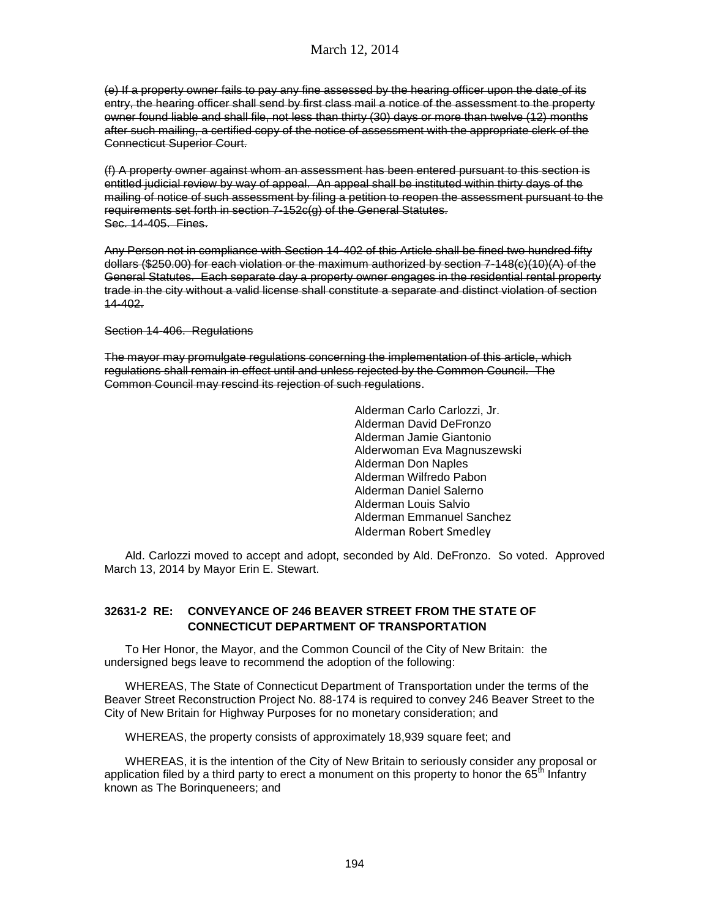~~(e) If a property owner fails to pay any fine assessed by the hearing officer upon the date of its entry, the hearing officer shall send by first class mail a notice of the assessment to the property owner found liable and shall file, not less than thirty (30) days or more than twelve (12) months after such mailing, a certified copy of the notice of assessment with the appropriate clerk of the Connecticut Superior Court.~~

~~(f) A property owner against whom an assessment has been entered pursuant to this section is entitled judicial review by way of appeal. An appeal shall be instituted within thirty days of the mailing of notice of such assessment by filing a petition to reopen the assessment pursuant to the requirements set forth in section 7-152c(g) of the General Statutes.~~
~~Sec. 14-405. Fines.~~

~~Any Person not in compliance with Section 14-402 of this Article shall be fined two hundred fifty dollars ($250.00) for each violation or the maximum authorized by section 7-148(c)(10)(A) of the General Statutes. Each separate day a property owner engages in the residential rental property trade in the city without a valid license shall constitute a separate and distinct violation of section 14-402.~~

~~Section 14-406. Regulations~~

~~The mayor may promulgate regulations concerning the implementation of this article, which regulations shall remain in effect until and unless rejected by the Common Council. The Common Council may rescind its rejection of such regulations~~.

Alderman Carlo Carlozzi, Jr.
Alderman David DeFronzo
Alderman Jamie Giantonio
Alderwoman Eva Magnuszewski
Alderman Don Naples
Alderman Wilfredo Pabon
Alderman Daniel Salerno
Alderman Louis Salvio
Alderman Emmanuel Sanchez
Alderman Robert Smedley

Ald. Carlozzi moved to accept and adopt, seconded by Ald. DeFronzo. So voted. Approved March 13, 2014 by Mayor Erin E. Stewart.

### 32631-2 RE: CONVEYANCE OF 246 BEAVER STREET FROM THE STATE OF CONNECTICUT DEPARTMENT OF TRANSPORTATION

To Her Honor, the Mayor, and the Common Council of the City of New Britain: the undersigned begs leave to recommend the adoption of the following:

WHEREAS, The State of Connecticut Department of Transportation under the terms of the Beaver Street Reconstruction Project No. 88-174 is required to convey 246 Beaver Street to the City of New Britain for Highway Purposes for no monetary consideration; and

WHEREAS, the property consists of approximately 18,939 square feet; and

WHEREAS, it is the intention of the City of New Britain to seriously consider any proposal or application filed by a third party to erect a monument on this property to honor the 65th Infantry known as The Borinqueneers; and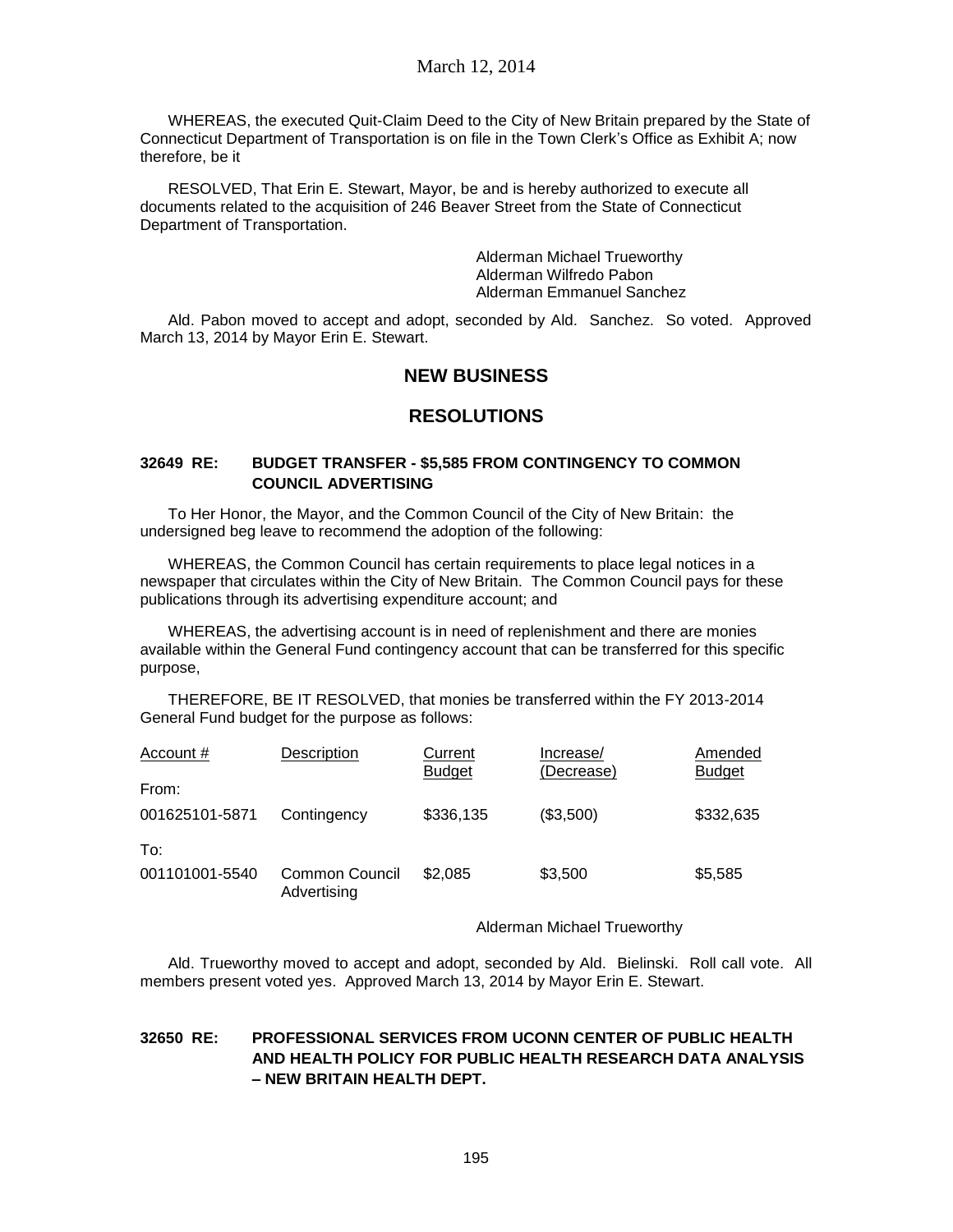WHEREAS, the executed Quit-Claim Deed to the City of New Britain prepared by the State of Connecticut Department of Transportation is on file in the Town Clerk's Office as Exhibit A; now therefore, be it

RESOLVED, That Erin E. Stewart, Mayor, be and is hereby authorized to execute all documents related to the acquisition of 246 Beaver Street from the State of Connecticut Department of Transportation.

Alderman Michael Trueworthy
Alderman Wilfredo Pabon
Alderman Emmanuel Sanchez

Ald. Pabon moved to accept and adopt, seconded by Ald. Sanchez. So voted. Approved March 13, 2014 by Mayor Erin E. Stewart.

## NEW BUSINESS

## RESOLUTIONS

### 32649 RE: BUDGET TRANSFER - $5,585 FROM CONTINGENCY TO COMMON COUNCIL ADVERTISING

To Her Honor, the Mayor, and the Common Council of the City of New Britain: the undersigned beg leave to recommend the adoption of the following:

WHEREAS, the Common Council has certain requirements to place legal notices in a newspaper that circulates within the City of New Britain. The Common Council pays for these publications through its advertising expenditure account; and

WHEREAS, the advertising account is in need of replenishment and there are monies available within the General Fund contingency account that can be transferred for this specific purpose,

THEREFORE, BE IT RESOLVED, that monies be transferred within the FY 2013-2014 General Fund budget for the purpose as follows:

| Account # | Description | Current Budget | Increase/ (Decrease) | Amended Budget |
|---|---|---|---|---|
| From: | | | | |
| 001625101-5871 | Contingency | $336,135 | ($3,500) | $332,635 |
| To: | | | | |
| 001101001-5540 | Common Council Advertising | $2,085 | $3,500 | $5,585 |

Alderman Michael Trueworthy

Ald. Trueworthy moved to accept and adopt, seconded by Ald. Bielinski. Roll call vote. All members present voted yes. Approved March 13, 2014 by Mayor Erin E. Stewart.

### 32650 RE: PROFESSIONAL SERVICES FROM UCONN CENTER OF PUBLIC HEALTH AND HEALTH POLICY FOR PUBLIC HEALTH RESEARCH DATA ANALYSIS – NEW BRITAIN HEALTH DEPT.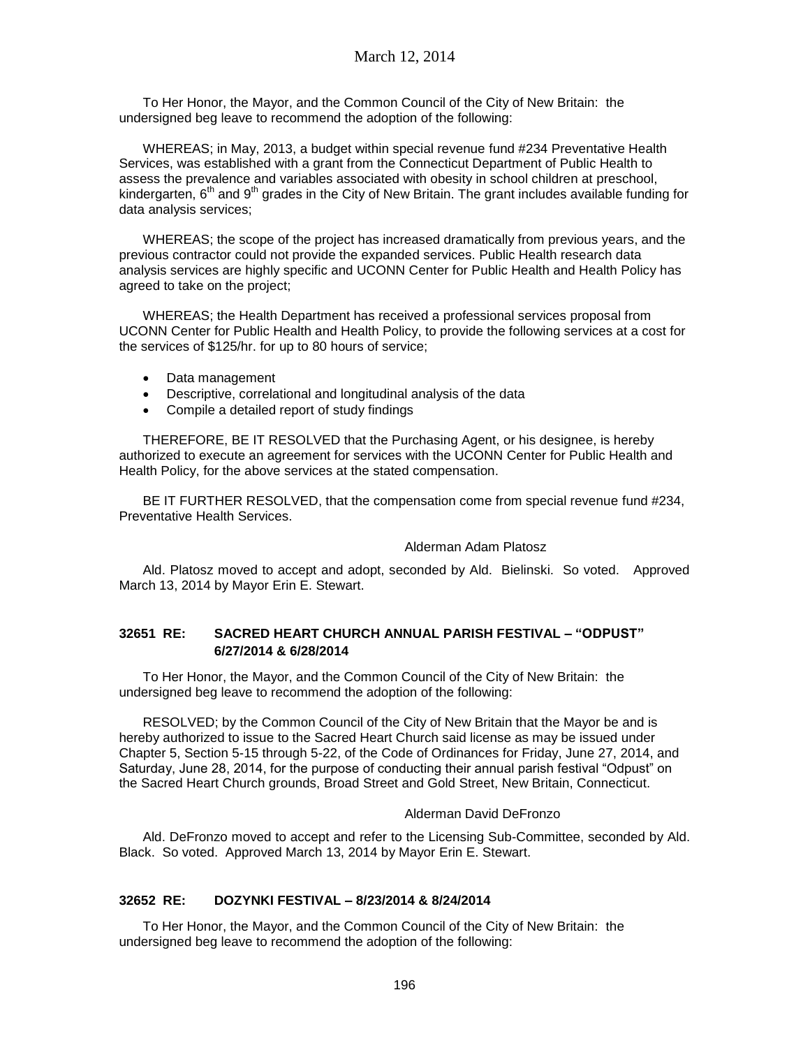To Her Honor, the Mayor, and the Common Council of the City of New Britain: the undersigned beg leave to recommend the adoption of the following:

WHEREAS; in May, 2013, a budget within special revenue fund #234 Preventative Health Services, was established with a grant from the Connecticut Department of Public Health to assess the prevalence and variables associated with obesity in school children at preschool, kindergarten, 6th and 9th grades in the City of New Britain. The grant includes available funding for data analysis services;

WHEREAS; the scope of the project has increased dramatically from previous years, and the previous contractor could not provide the expanded services. Public Health research data analysis services are highly specific and UCONN Center for Public Health and Health Policy has agreed to take on the project;

WHEREAS; the Health Department has received a professional services proposal from UCONN Center for Public Health and Health Policy, to provide the following services at a cost for the services of $125/hr. for up to 80 hours of service;

- Data management
- Descriptive, correlational and longitudinal analysis of the data
- Compile a detailed report of study findings

THEREFORE, BE IT RESOLVED that the Purchasing Agent, or his designee, is hereby authorized to execute an agreement for services with the UCONN Center for Public Health and Health Policy, for the above services at the stated compensation.

BE IT FURTHER RESOLVED, that the compensation come from special revenue fund #234, Preventative Health Services.

Alderman Adam Platosz

Ald. Platosz moved to accept and adopt, seconded by Ald. Bielinski. So voted. Approved March 13, 2014 by Mayor Erin E. Stewart.

### 32651 RE: SACRED HEART CHURCH ANNUAL PARISH FESTIVAL – "ODPUST" 6/27/2014 & 6/28/2014

To Her Honor, the Mayor, and the Common Council of the City of New Britain: the undersigned beg leave to recommend the adoption of the following:

RESOLVED; by the Common Council of the City of New Britain that the Mayor be and is hereby authorized to issue to the Sacred Heart Church said license as may be issued under Chapter 5, Section 5-15 through 5-22, of the Code of Ordinances for Friday, June 27, 2014, and Saturday, June 28, 2014, for the purpose of conducting their annual parish festival "Odpust" on the Sacred Heart Church grounds, Broad Street and Gold Street, New Britain, Connecticut.

Alderman David DeFronzo

Ald. DeFronzo moved to accept and refer to the Licensing Sub-Committee, seconded by Ald. Black. So voted. Approved March 13, 2014 by Mayor Erin E. Stewart.

### 32652 RE: DOZYNKI FESTIVAL – 8/23/2014 & 8/24/2014

To Her Honor, the Mayor, and the Common Council of the City of New Britain: the undersigned beg leave to recommend the adoption of the following: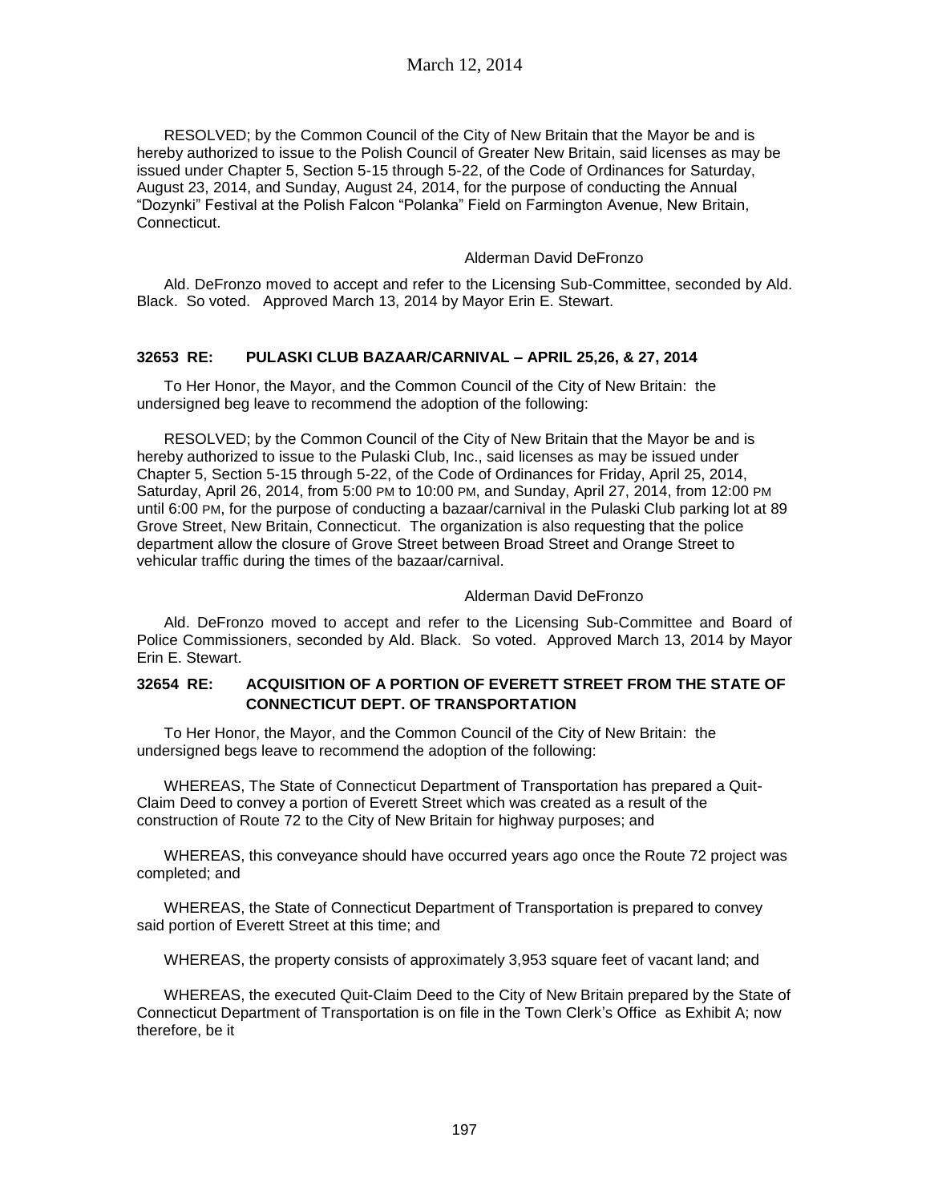RESOLVED; by the Common Council of the City of New Britain that the Mayor be and is hereby authorized to issue to the Polish Council of Greater New Britain, said licenses as may be issued under Chapter 5, Section 5-15 through 5-22, of the Code of Ordinances for Saturday, August 23, 2014, and Sunday, August 24, 2014, for the purpose of conducting the Annual "Dozynki" Festival at the Polish Falcon "Polanka" Field on Farmington Avenue, New Britain, Connecticut.

Alderman David DeFronzo

Ald. DeFronzo moved to accept and refer to the Licensing Sub-Committee, seconded by Ald. Black. So voted. Approved March 13, 2014 by Mayor Erin E. Stewart.

### 32653 RE: PULASKI CLUB BAZAAR/CARNIVAL – APRIL 25,26, & 27, 2014

To Her Honor, the Mayor, and the Common Council of the City of New Britain: the undersigned beg leave to recommend the adoption of the following:

RESOLVED; by the Common Council of the City of New Britain that the Mayor be and is hereby authorized to issue to the Pulaski Club, Inc., said licenses as may be issued under Chapter 5, Section 5-15 through 5-22, of the Code of Ordinances for Friday, April 25, 2014, Saturday, April 26, 2014, from 5:00 PM to 10:00 PM, and Sunday, April 27, 2014, from 12:00 PM until 6:00 PM, for the purpose of conducting a bazaar/carnival in the Pulaski Club parking lot at 89 Grove Street, New Britain, Connecticut. The organization is also requesting that the police department allow the closure of Grove Street between Broad Street and Orange Street to vehicular traffic during the times of the bazaar/carnival.

Alderman David DeFronzo

Ald. DeFronzo moved to accept and refer to the Licensing Sub-Committee and Board of Police Commissioners, seconded by Ald. Black. So voted. Approved March 13, 2014 by Mayor Erin E. Stewart.

### 32654 RE: ACQUISITION OF A PORTION OF EVERETT STREET FROM THE STATE OF CONNECTICUT DEPT. OF TRANSPORTATION

To Her Honor, the Mayor, and the Common Council of the City of New Britain: the undersigned begs leave to recommend the adoption of the following:

WHEREAS, The State of Connecticut Department of Transportation has prepared a Quit-Claim Deed to convey a portion of Everett Street which was created as a result of the construction of Route 72 to the City of New Britain for highway purposes; and

WHEREAS, this conveyance should have occurred years ago once the Route 72 project was completed; and

WHEREAS, the State of Connecticut Department of Transportation is prepared to convey said portion of Everett Street at this time; and

WHEREAS, the property consists of approximately 3,953 square feet of vacant land; and

WHEREAS, the executed Quit-Claim Deed to the City of New Britain prepared by the State of Connecticut Department of Transportation is on file in the Town Clerk's Office as Exhibit A; now therefore, be it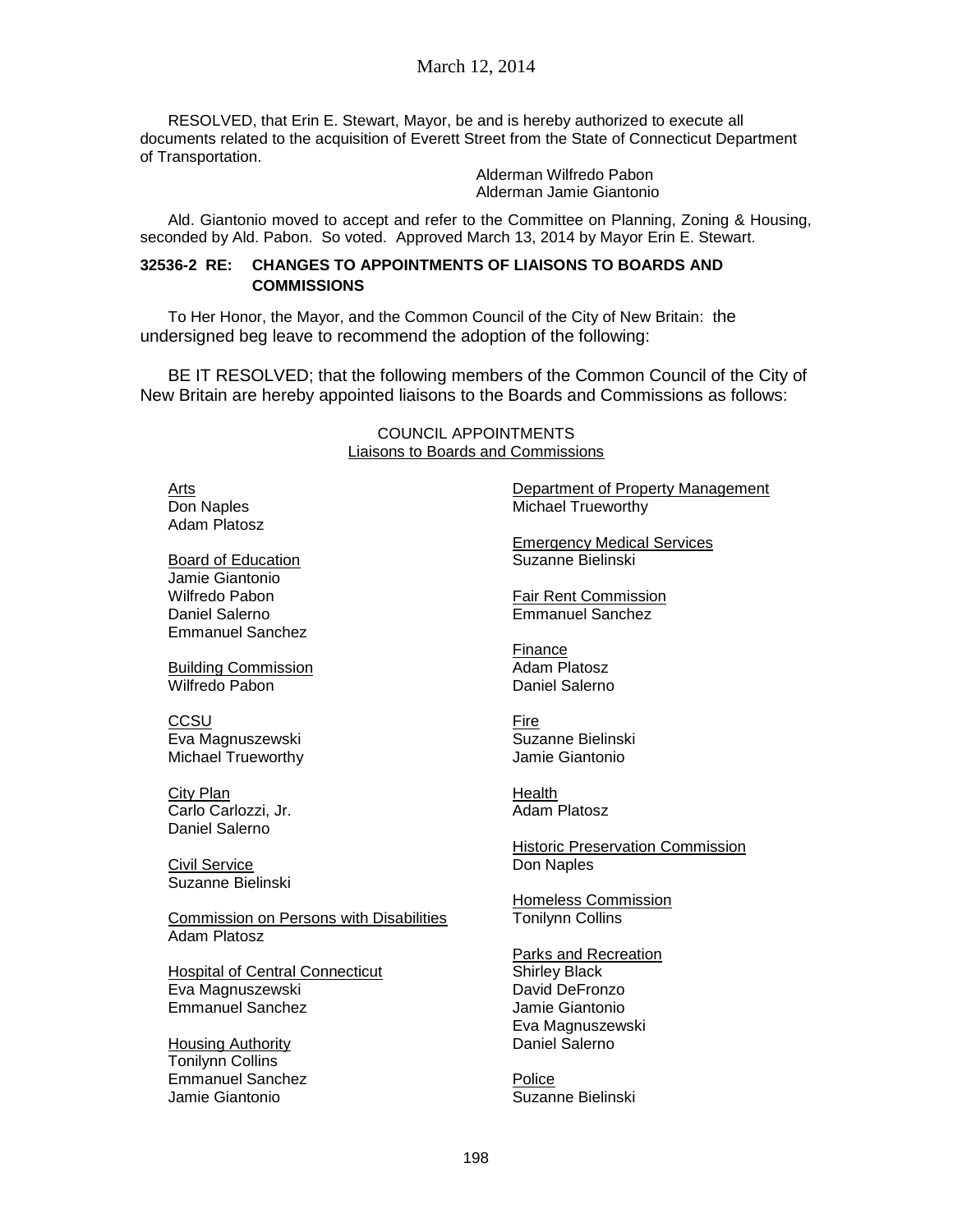RESOLVED, that Erin E. Stewart, Mayor, be and is hereby authorized to execute all documents related to the acquisition of Everett Street from the State of Connecticut Department of Transportation.

Alderman Wilfredo Pabon
Alderman Jamie Giantonio

Ald. Giantonio moved to accept and refer to the Committee on Planning, Zoning & Housing, seconded by Ald. Pabon. So voted. Approved March 13, 2014 by Mayor Erin E. Stewart.

**32536-2 RE: CHANGES TO APPOINTMENTS OF LIAISONS TO BOARDS AND COMMISSIONS**

To Her Honor, the Mayor, and the Common Council of the City of New Britain: the undersigned beg leave to recommend the adoption of the following:

BE IT RESOLVED; that the following members of the Common Council of the City of New Britain are hereby appointed liaisons to the Boards and Commissions as follows:

COUNCIL APPOINTMENTS
Liaisons to Boards and Commissions

Arts
Don Naples
Adam Platosz

Board of Education
Jamie Giantonio
Wilfredo Pabon
Daniel Salerno
Emmanuel Sanchez

Building Commission
Wilfredo Pabon

CCSU
Eva Magnuszewski
Michael Trueworthy

City Plan
Carlo Carlozzi, Jr.
Daniel Salerno

Civil Service
Suzanne Bielinski

Commission on Persons with Disabilities
Adam Platosz

Hospital of Central Connecticut
Eva Magnuszewski
Emmanuel Sanchez

Housing Authority
Tonilynn Collins
Emmanuel Sanchez
Jamie Giantonio

Department of Property Management
Michael Trueworthy

Emergency Medical Services
Suzanne Bielinski

Fair Rent Commission
Emmanuel Sanchez

Finance
Adam Platosz
Daniel Salerno

Fire
Suzanne Bielinski
Jamie Giantonio

Health
Adam Platosz

Historic Preservation Commission
Don Naples

Homeless Commission
Tonilynn Collins

Parks and Recreation
Shirley Black
David DeFronzo
Jamie Giantonio
Eva Magnuszewski
Daniel Salerno

Police
Suzanne Bielinski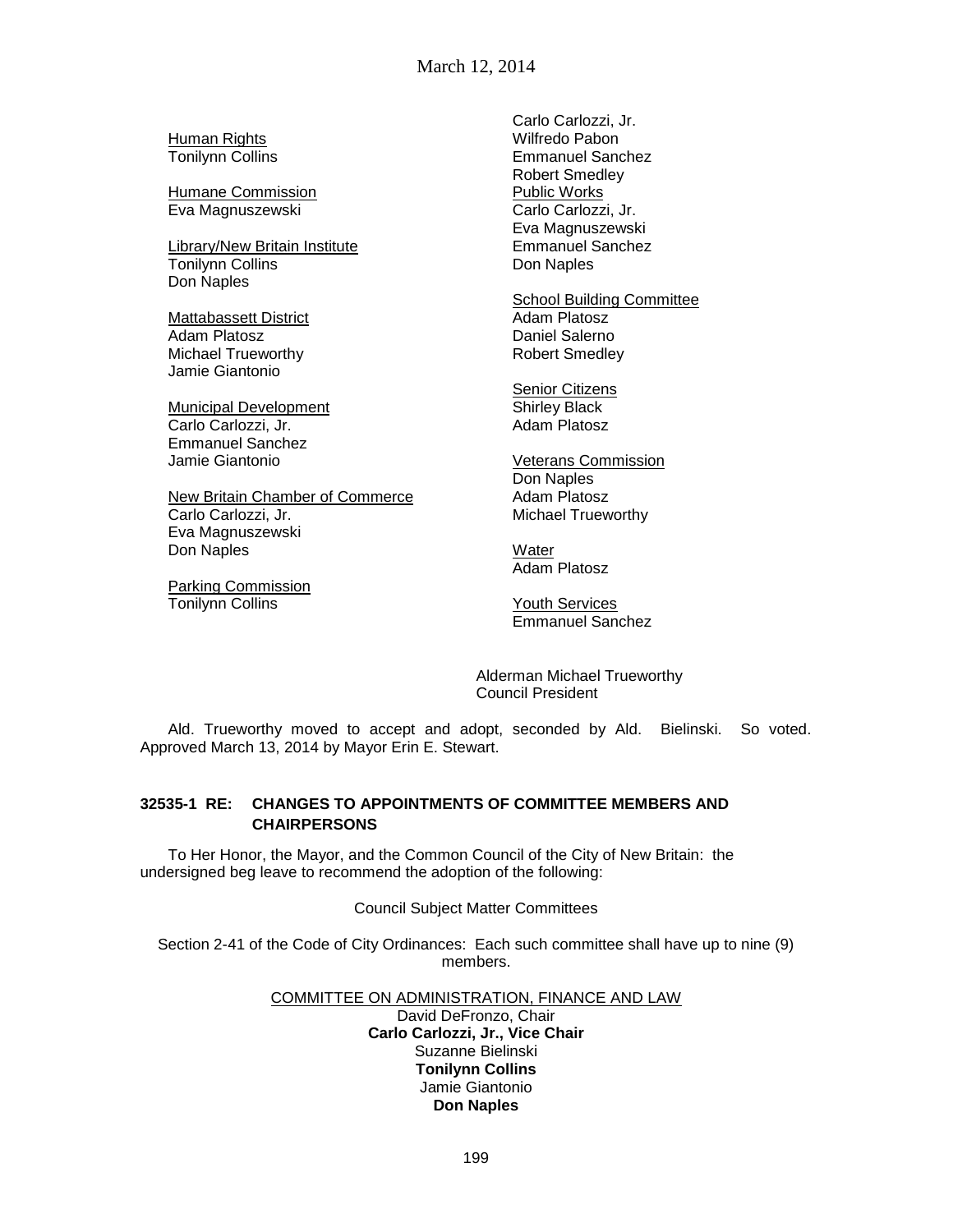Human Rights
Tonilynn Collins

Humane Commission
Eva Magnuszewski

Library/New Britain Institute
Tonilynn Collins
Don Naples

Mattabassett District
Adam Platosz
Michael Trueworthy
Jamie Giantonio

Municipal Development
Carlo Carlozzi, Jr.
Emmanuel Sanchez
Jamie Giantonio

New Britain Chamber of Commerce
Carlo Carlozzi, Jr.
Eva Magnuszewski
Don Naples

Parking Commission
Tonilynn Collins

Carlo Carlozzi, Jr.
Wilfredo Pabon
Emmanuel Sanchez
Robert Smedley

Public Works
Carlo Carlozzi, Jr.
Eva Magnuszewski
Emmanuel Sanchez
Don Naples

School Building Committee
Adam Platosz
Daniel Salerno
Robert Smedley

Senior Citizens
Shirley Black
Adam Platosz

Veterans Commission
Don Naples
Adam Platosz
Michael Trueworthy

Water
Adam Platosz

Youth Services
Emmanuel Sanchez

Alderman Michael Trueworthy
Council President

Ald. Trueworthy moved to accept and adopt, seconded by Ald. Bielinski. So voted. Approved March 13, 2014 by Mayor Erin E. Stewart.

**32535-1 RE: CHANGES TO APPOINTMENTS OF COMMITTEE MEMBERS AND CHAIRPERSONS**

To Her Honor, the Mayor, and the Common Council of the City of New Britain: the undersigned beg leave to recommend the adoption of the following:

Council Subject Matter Committees

Section 2-41 of the Code of City Ordinances: Each such committee shall have up to nine (9) members.

COMMITTEE ON ADMINISTRATION, FINANCE AND LAW
David DeFronzo, Chair
**Carlo Carlozzi, Jr., Vice Chair**
Suzanne Bielinski
**Tonilynn Collins**
Jamie Giantonio
**Don Naples**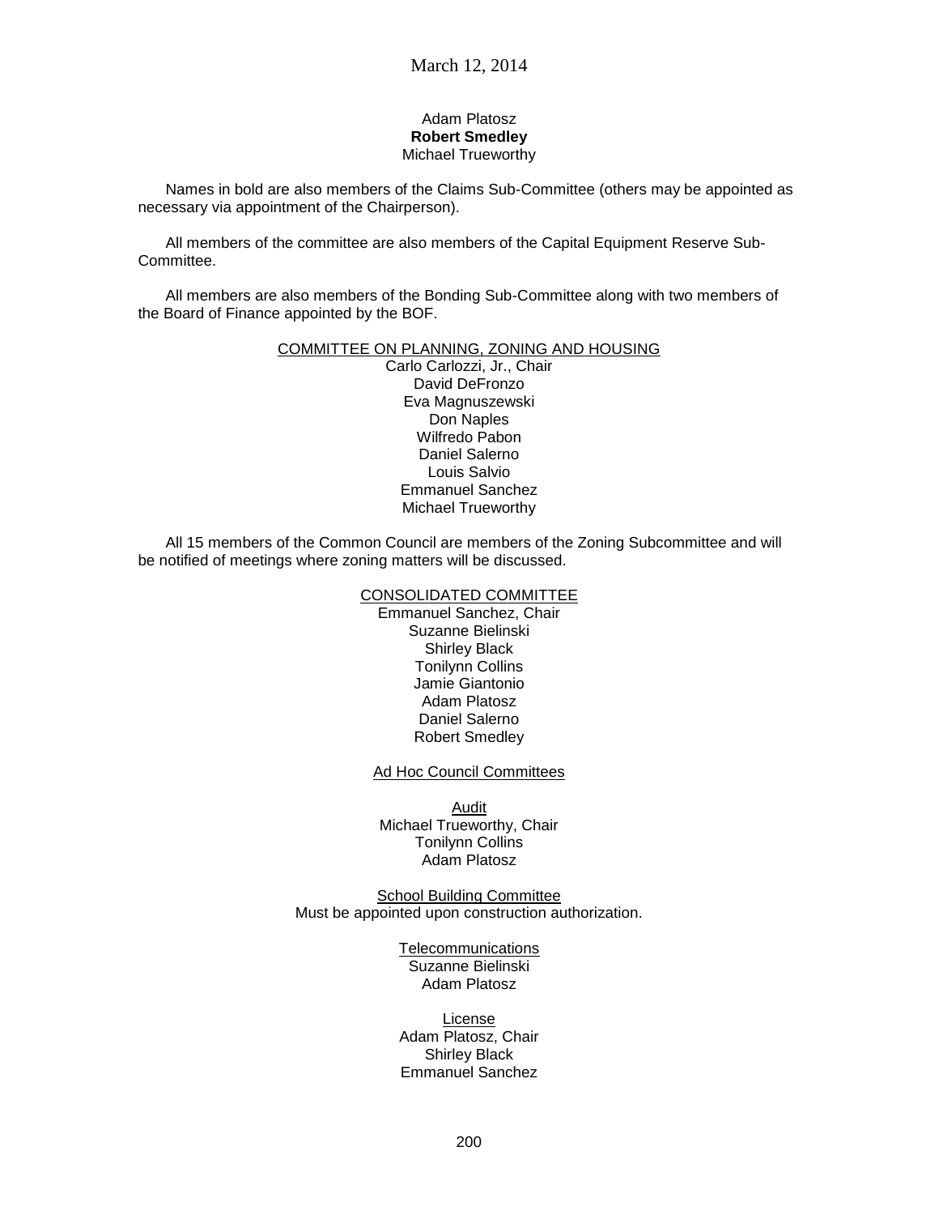Adam Platosz
**Robert Smedley**
Michael Trueworthy

Names in bold are also members of the Claims Sub-Committee (others may be appointed as necessary via appointment of the Chairperson).

All members of the committee are also members of the Capital Equipment Reserve Sub-Committee.

All members are also members of the Bonding Sub-Committee along with two members of the Board of Finance appointed by the BOF.

COMMITTEE ON PLANNING, ZONING AND HOUSING

Carlo Carlozzi, Jr., Chair
David DeFronzo
Eva Magnuszewski
Don Naples
Wilfredo Pabon
Daniel Salerno
Louis Salvio
Emmanuel Sanchez
Michael Trueworthy

All 15 members of the Common Council are members of the Zoning Subcommittee and will be notified of meetings where zoning matters will be discussed.

CONSOLIDATED COMMITTEE

Emmanuel Sanchez, Chair
Suzanne Bielinski
Shirley Black
Tonilynn Collins
Jamie Giantonio
Adam Platosz
Daniel Salerno
Robert Smedley

Ad Hoc Council Committees

Audit

Michael Trueworthy, Chair
Tonilynn Collins
Adam Platosz

School Building Committee

Must be appointed upon construction authorization.

Telecommunications

Suzanne Bielinski
Adam Platosz

License

Adam Platosz, Chair
Shirley Black
Emmanuel Sanchez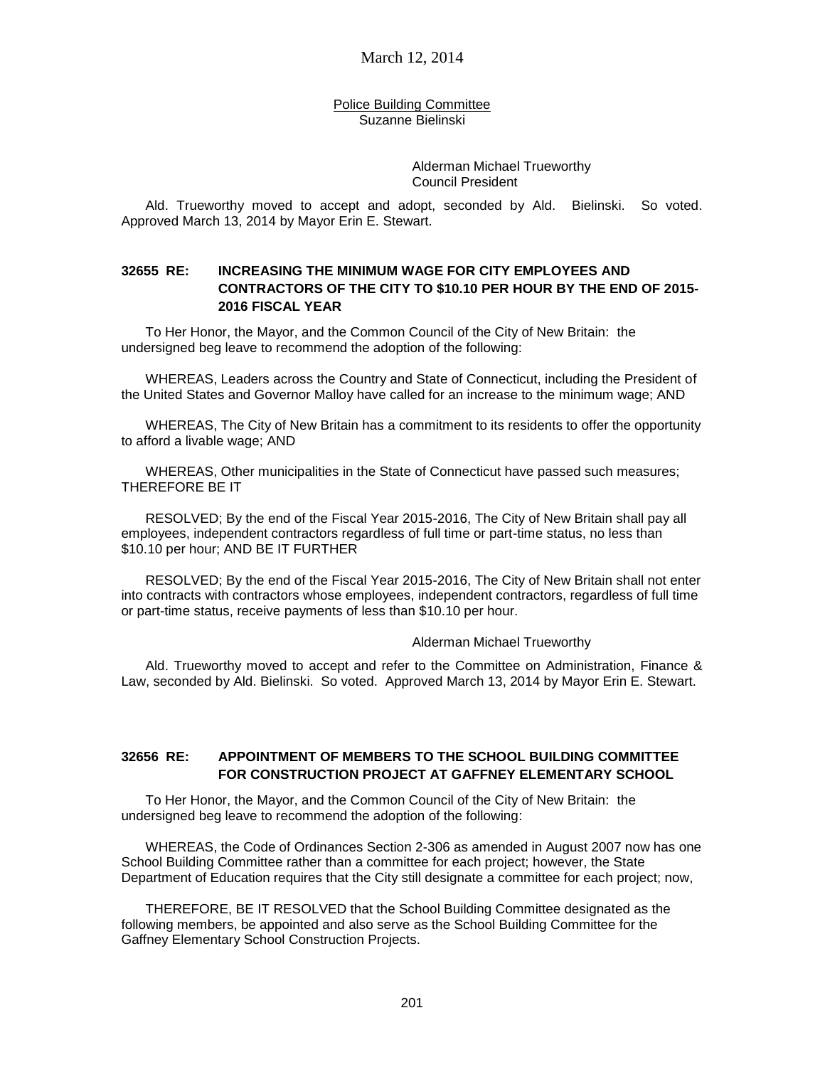Police Building Committee
Suzanne Bielinski

Alderman Michael Trueworthy
Council President

Ald. Trueworthy moved to accept and adopt, seconded by Ald. Bielinski. So voted. Approved March 13, 2014 by Mayor Erin E. Stewart.

**32655 RE: INCREASING THE MINIMUM WAGE FOR CITY EMPLOYEES AND CONTRACTORS OF THE CITY TO $10.10 PER HOUR BY THE END OF 2015-2016 FISCAL YEAR**

To Her Honor, the Mayor, and the Common Council of the City of New Britain: the undersigned beg leave to recommend the adoption of the following:

WHEREAS, Leaders across the Country and State of Connecticut, including the President of the United States and Governor Malloy have called for an increase to the minimum wage; AND

WHEREAS, The City of New Britain has a commitment to its residents to offer the opportunity to afford a livable wage; AND

WHEREAS, Other municipalities in the State of Connecticut have passed such measures; THEREFORE BE IT

RESOLVED; By the end of the Fiscal Year 2015-2016, The City of New Britain shall pay all employees, independent contractors regardless of full time or part-time status, no less than $10.10 per hour; AND BE IT FURTHER

RESOLVED; By the end of the Fiscal Year 2015-2016, The City of New Britain shall not enter into contracts with contractors whose employees, independent contractors, regardless of full time or part-time status, receive payments of less than $10.10 per hour.

Alderman Michael Trueworthy

Ald. Trueworthy moved to accept and refer to the Committee on Administration, Finance & Law, seconded by Ald. Bielinski. So voted. Approved March 13, 2014 by Mayor Erin E. Stewart.

**32656 RE: APPOINTMENT OF MEMBERS TO THE SCHOOL BUILDING COMMITTEE FOR CONSTRUCTION PROJECT AT GAFFNEY ELEMENTARY SCHOOL**

To Her Honor, the Mayor, and the Common Council of the City of New Britain: the undersigned beg leave to recommend the adoption of the following:

WHEREAS, the Code of Ordinances Section 2-306 as amended in August 2007 now has one School Building Committee rather than a committee for each project; however, the State Department of Education requires that the City still designate a committee for each project; now,

THEREFORE, BE IT RESOLVED that the School Building Committee designated as the following members, be appointed and also serve as the School Building Committee for the Gaffney Elementary School Construction Projects.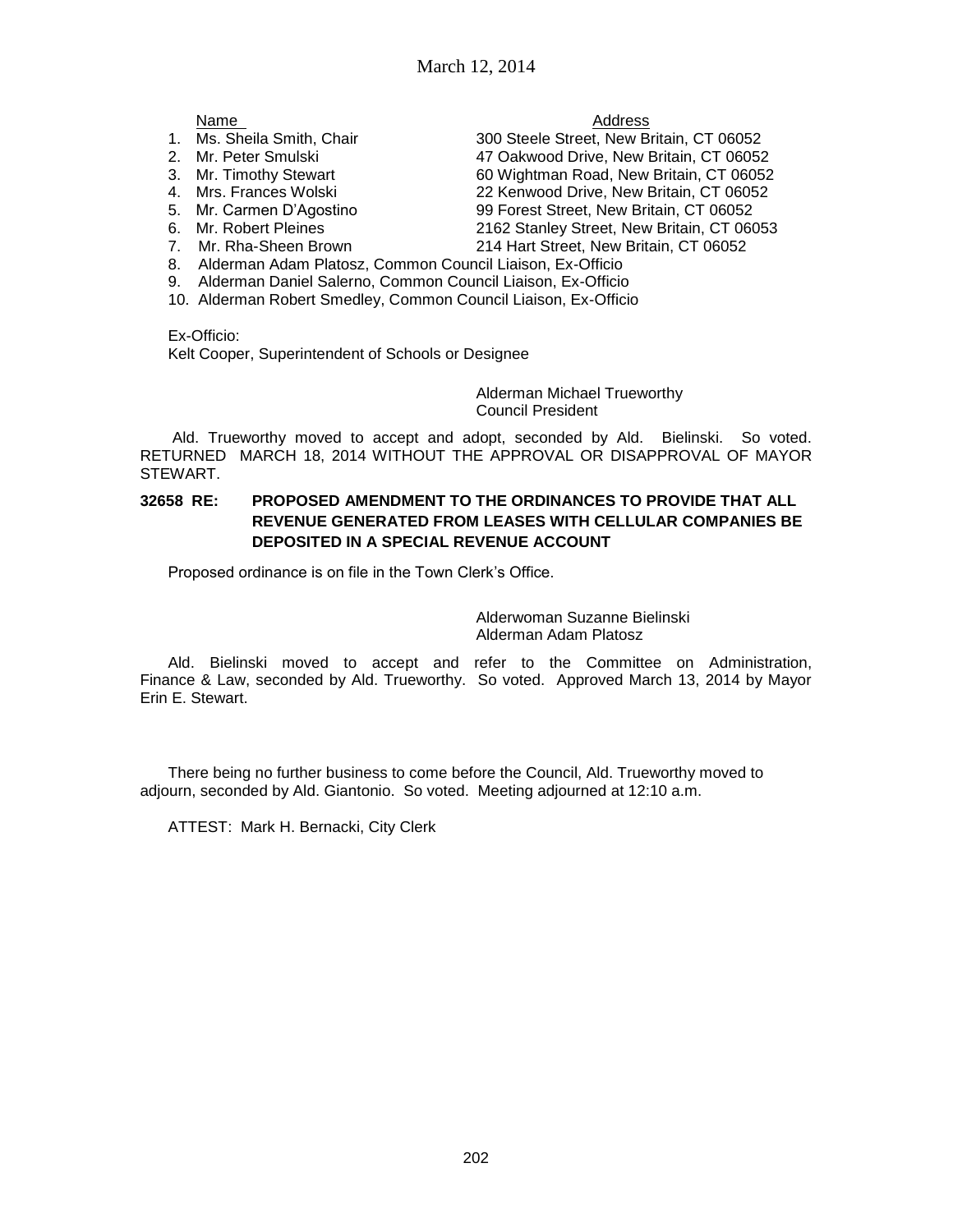| Name | Address |
|---|---|
| 1. Ms. Sheila Smith, Chair | 300 Steele Street, New Britain, CT 06052 |
| 2. Mr. Peter Smulski | 47 Oakwood Drive, New Britain, CT 06052 |
| 3. Mr. Timothy Stewart | 60 Wightman Road, New Britain, CT 06052 |
| 4. Mrs. Frances Wolski | 22 Kenwood Drive, New Britain, CT 06052 |
| 5. Mr. Carmen D'Agostino | 99 Forest Street, New Britain, CT 06052 |
| 6. Mr. Robert Pleines | 2162 Stanley Street, New Britain, CT 06053 |
| 7. Mr. Rha-Sheen Brown | 214 Hart Street, New Britain, CT 06052 |

8. Alderman Adam Platosz, Common Council Liaison, Ex-Officio
9. Alderman Daniel Salerno, Common Council Liaison, Ex-Officio
10. Alderman Robert Smedley, Common Council Liaison, Ex-Officio

Ex-Officio:
Kelt Cooper, Superintendent of Schools or Designee

Alderman Michael Trueworthy
Council President

Ald. Trueworthy moved to accept and adopt, seconded by Ald. Bielinski. So voted. RETURNED MARCH 18, 2014 WITHOUT THE APPROVAL OR DISAPPROVAL OF MAYOR STEWART.

**32658 RE: PROPOSED AMENDMENT TO THE ORDINANCES TO PROVIDE THAT ALL REVENUE GENERATED FROM LEASES WITH CELLULAR COMPANIES BE DEPOSITED IN A SPECIAL REVENUE ACCOUNT**

Proposed ordinance is on file in the Town Clerk's Office.

Alderwoman Suzanne Bielinski
Alderman Adam Platosz

Ald. Bielinski moved to accept and refer to the Committee on Administration, Finance & Law, seconded by Ald. Trueworthy. So voted. Approved March 13, 2014 by Mayor Erin E. Stewart.

There being no further business to come before the Council, Ald. Trueworthy moved to adjourn, seconded by Ald. Giantonio. So voted. Meeting adjourned at 12:10 a.m.

ATTEST: Mark H. Bernacki, City Clerk